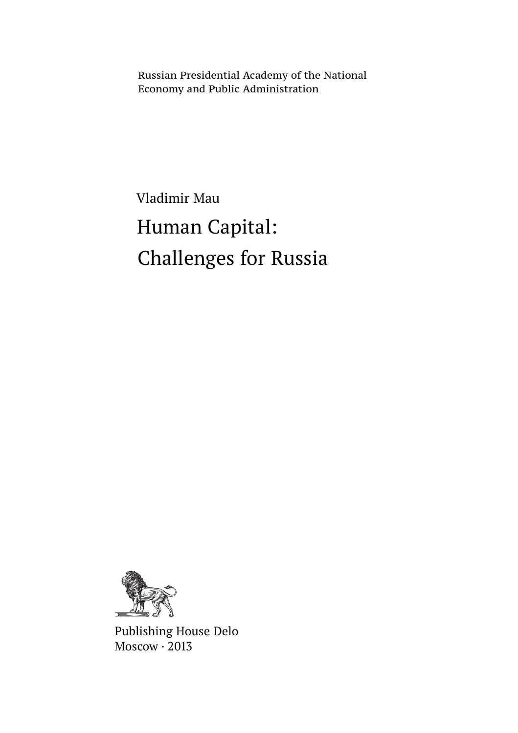Russian Presidential Academy of the National Economy and Public Administration

Vladimir Mau

# Human Capital: Challenges for Russia

Publishing House Delo
Moscow · 2013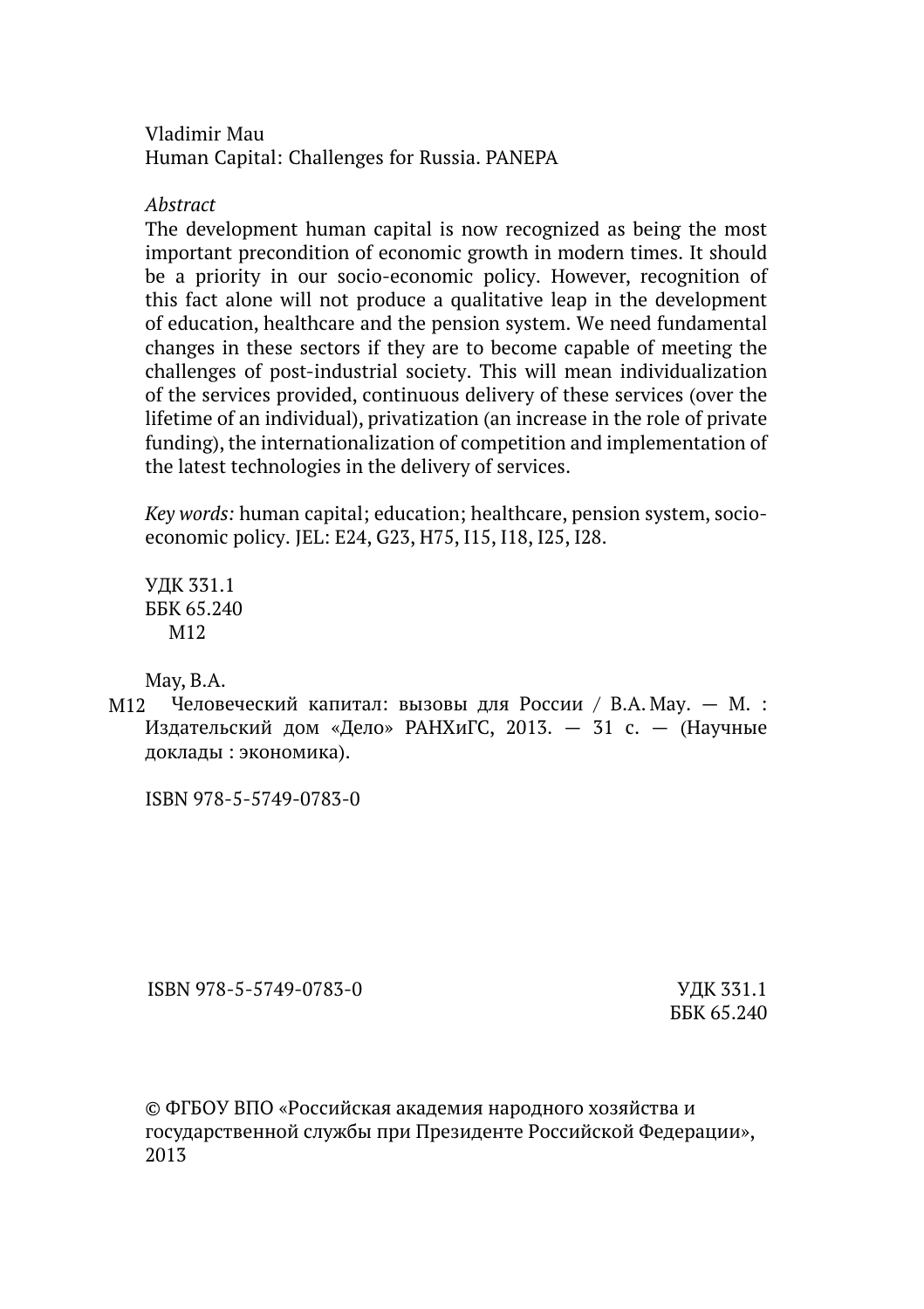Vladimir Mau
Human Capital: Challenges for Russia. PANEPA

*Abstract*

The development human capital is now recognized as being the most important precondition of economic growth in modern times. It should be a priority in our socio-economic policy. However, recognition of this fact alone will not produce a qualitative leap in the development of education, healthcare and the pension system. We need fundamental changes in these sectors if they are to become capable of meeting the challenges of post-industrial society. This will mean individualization of the services provided, continuous delivery of these services (over the lifetime of an individual), privatization (an increase in the role of private funding), the internationalization of competition and implementation of the latest technologies in the delivery of services.

*Key words:* human capital; education; healthcare, pension system, socio-economic policy. JEL: E24, G23, H75, I15, I18, I25, I28.

УДК 331.1
ББК 65.240
М12

Мау, В.А.

М12 Человеческий капитал: вызовы для России / В.А. Мау. — М. : Издательский дом «Дело» РАНХиГС, 2013. — 31 с. — (Научные доклады : экономика).

ISBN 978-5-5749-0783-0

ISBN 978-5-5749-0783-0

УДК 331.1
ББК 65.240

© ФГБОУ ВПО «Российская академия народного хозяйства и государственной службы при Президенте Российской Федерации», 2013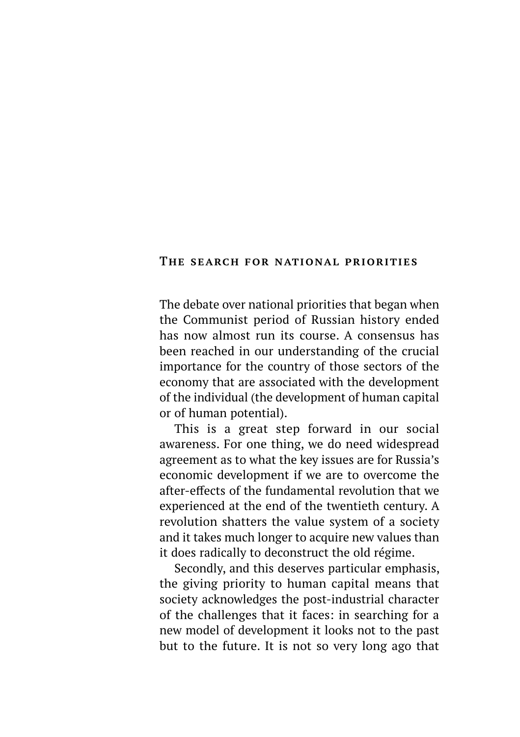## The search for national priorities

The debate over national priorities that began when the Communist period of Russian history ended has now almost run its course. A consensus has been reached in our understanding of the crucial importance for the country of those sectors of the economy that are associated with the development of the individual (the development of human capital or of human potential).

This is a great step forward in our social awareness. For one thing, we do need widespread agreement as to what the key issues are for Russia's economic development if we are to overcome the after-effects of the fundamental revolution that we experienced at the end of the twentieth century. A revolution shatters the value system of a society and it takes much longer to acquire new values than it does radically to deconstruct the old régime.

Secondly, and this deserves particular emphasis, the giving priority to human capital means that society acknowledges the post-industrial character of the challenges that it faces: in searching for a new model of development it looks not to the past but to the future. It is not so very long ago that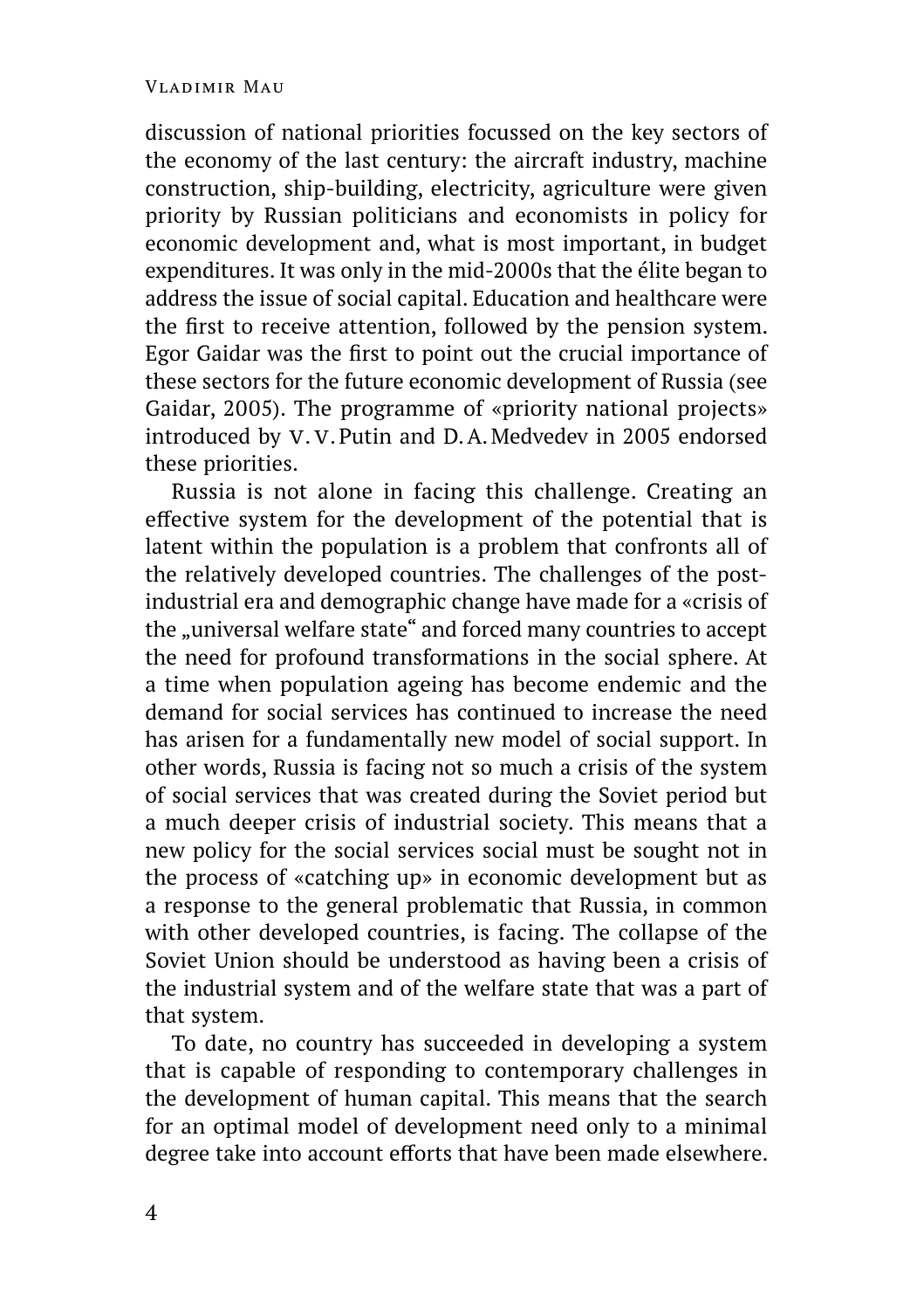discussion of national priorities focussed on the key sectors of the economy of the last century: the aircraft industry, machine construction, ship-building, electricity, agriculture were given priority by Russian politicians and economists in policy for economic development and, what is most important, in budget expenditures. It was only in the mid-2000s that the élite began to address the issue of social capital. Education and healthcare were the first to receive attention, followed by the pension system. Egor Gaidar was the first to point out the crucial importance of these sectors for the future economic development of Russia (see Gaidar, 2005). The programme of «priority national projects» introduced by V. V. Putin and D. A. Medvedev in 2005 endorsed these priorities.

Russia is not alone in facing this challenge. Creating an effective system for the development of the potential that is latent within the population is a problem that confronts all of the relatively developed countries. The challenges of the post-industrial era and demographic change have made for a «crisis of the „universal welfare state" and forced many countries to accept the need for profound transformations in the social sphere. At a time when population ageing has become endemic and the demand for social services has continued to increase the need has arisen for a fundamentally new model of social support. In other words, Russia is facing not so much a crisis of the system of social services that was created during the Soviet period but a much deeper crisis of industrial society. This means that a new policy for the social services social must be sought not in the process of «catching up» in economic development but as a response to the general problematic that Russia, in common with other developed countries, is facing. The collapse of the Soviet Union should be understood as having been a crisis of the industrial system and of the welfare state that was a part of that system.

To date, no country has succeeded in developing a system that is capable of responding to contemporary challenges in the development of human capital. This means that the search for an optimal model of development need only to a minimal degree take into account efforts that have been made elsewhere.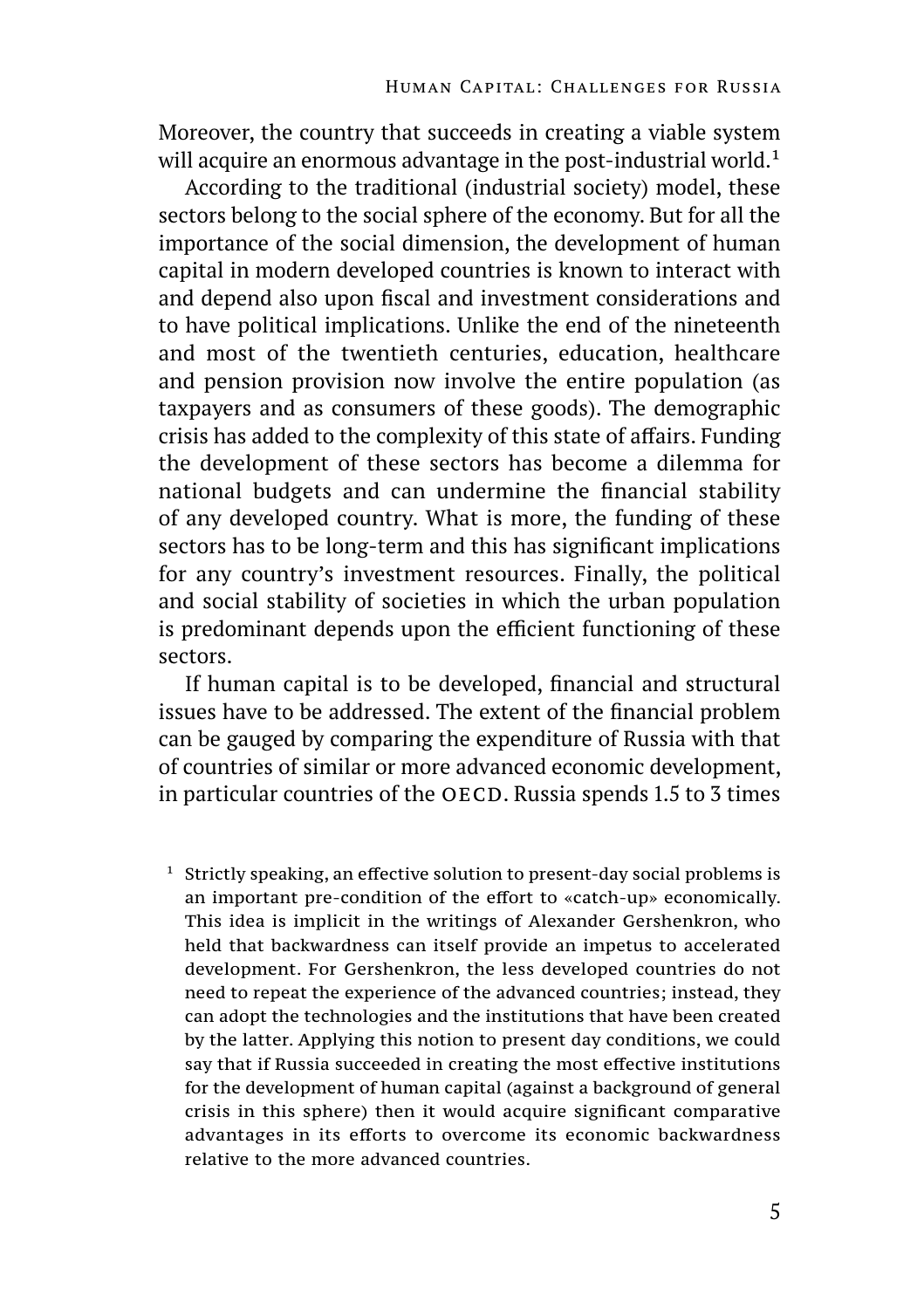Moreover, the country that succeeds in creating a viable system will acquire an enormous advantage in the post-industrial world.[1]

According to the traditional (industrial society) model, these sectors belong to the social sphere of the economy. But for all the importance of the social dimension, the development of human capital in modern developed countries is known to interact with and depend also upon fiscal and investment considerations and to have political implications. Unlike the end of the nineteenth and most of the twentieth centuries, education, healthcare and pension provision now involve the entire population (as taxpayers and as consumers of these goods). The demographic crisis has added to the complexity of this state of affairs. Funding the development of these sectors has become a dilemma for national budgets and can undermine the financial stability of any developed country. What is more, the funding of these sectors has to be long-term and this has significant implications for any country's investment resources. Finally, the political and social stability of societies in which the urban population is predominant depends upon the efficient functioning of these sectors.

If human capital is to be developed, financial and structural issues have to be addressed. The extent of the financial problem can be gauged by comparing the expenditure of Russia with that of countries of similar or more advanced economic development, in particular countries of the OECD. Russia spends 1.5 to 3 times

[1] Strictly speaking, an effective solution to present-day social problems is an important pre-condition of the effort to «catch-up» economically. This idea is implicit in the writings of Alexander Gershenkron, who held that backwardness can itself provide an impetus to accelerated development. For Gershenkron, the less developed countries do not need to repeat the experience of the advanced countries; instead, they can adopt the technologies and the institutions that have been created by the latter. Applying this notion to present day conditions, we could say that if Russia succeeded in creating the most effective institutions for the development of human capital (against a background of general crisis in this sphere) then it would acquire significant comparative advantages in its efforts to overcome its economic backwardness relative to the more advanced countries.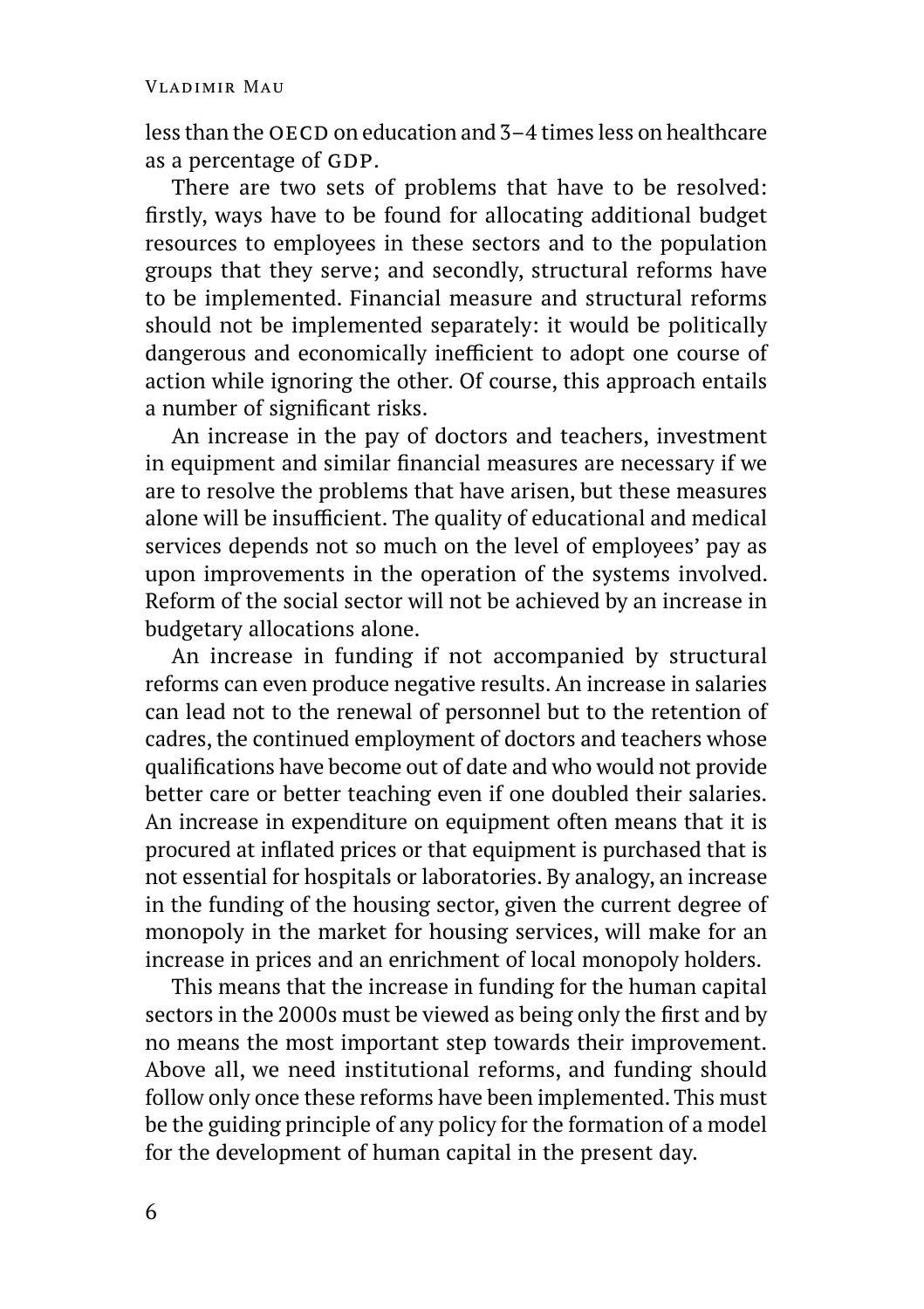less than the OECD on education and 3–4 times less on healthcare as a percentage of GDP.

There are two sets of problems that have to be resolved: firstly, ways have to be found for allocating additional budget resources to employees in these sectors and to the population groups that they serve; and secondly, structural reforms have to be implemented. Financial measure and structural reforms should not be implemented separately: it would be politically dangerous and economically inefficient to adopt one course of action while ignoring the other. Of course, this approach entails a number of significant risks.

An increase in the pay of doctors and teachers, investment in equipment and similar financial measures are necessary if we are to resolve the problems that have arisen, but these measures alone will be insufficient. The quality of educational and medical services depends not so much on the level of employees' pay as upon improvements in the operation of the systems involved. Reform of the social sector will not be achieved by an increase in budgetary allocations alone.

An increase in funding if not accompanied by structural reforms can even produce negative results. An increase in salaries can lead not to the renewal of personnel but to the retention of cadres, the continued employment of doctors and teachers whose qualifications have become out of date and who would not provide better care or better teaching even if one doubled their salaries. An increase in expenditure on equipment often means that it is procured at inflated prices or that equipment is purchased that is not essential for hospitals or laboratories. By analogy, an increase in the funding of the housing sector, given the current degree of monopoly in the market for housing services, will make for an increase in prices and an enrichment of local monopoly holders.

This means that the increase in funding for the human capital sectors in the 2000s must be viewed as being only the first and by no means the most important step towards their improvement. Above all, we need institutional reforms, and funding should follow only once these reforms have been implemented. This must be the guiding principle of any policy for the formation of a model for the development of human capital in the present day.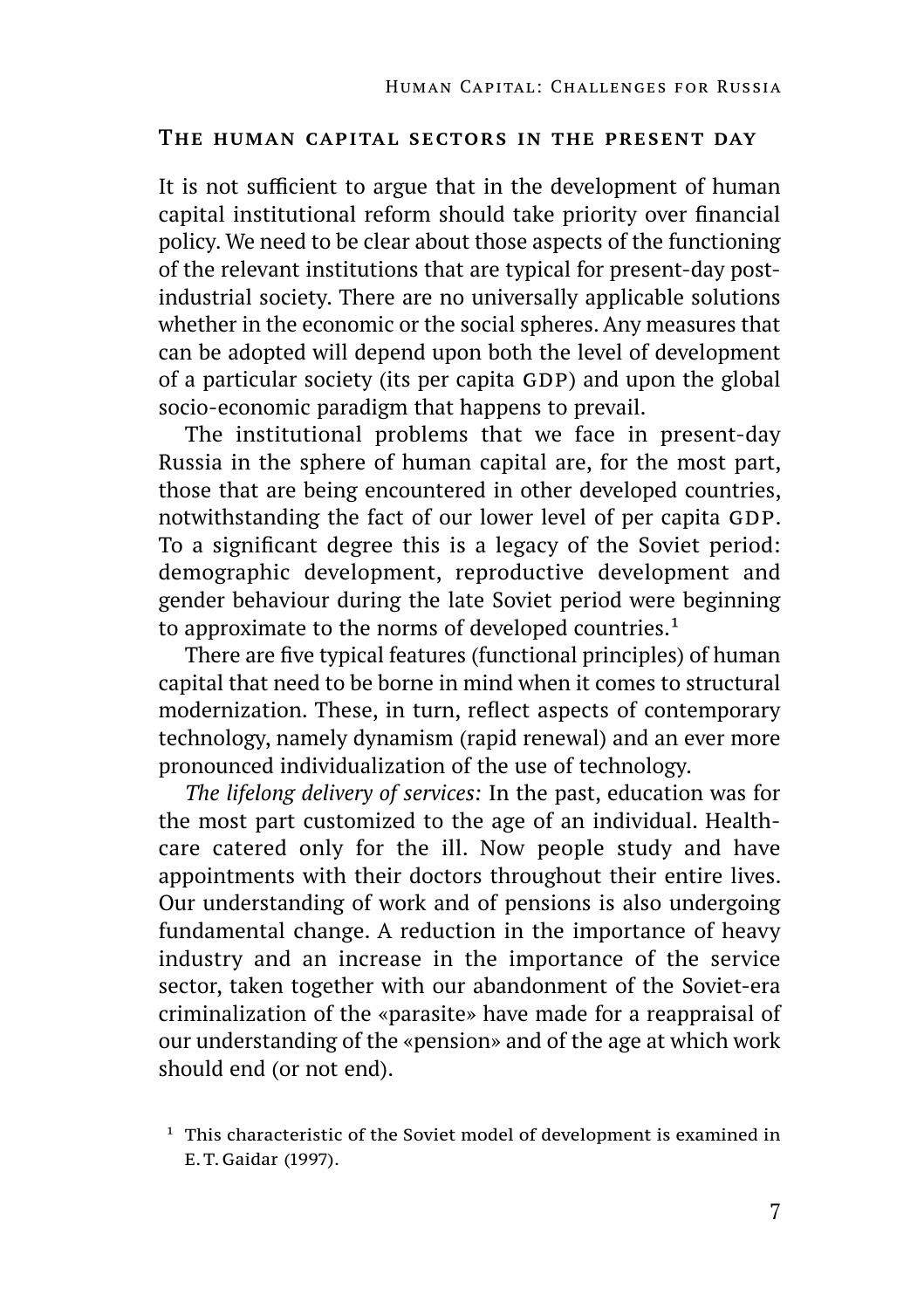## The human capital sectors in the present day

It is not sufficient to argue that in the development of human capital institutional reform should take priority over financial policy. We need to be clear about those aspects of the functioning of the relevant institutions that are typical for present-day post-industrial society. There are no universally applicable solutions whether in the economic or the social spheres. Any measures that can be adopted will depend upon both the level of development of a particular society (its per capita GDP) and upon the global socio-economic paradigm that happens to prevail.

The institutional problems that we face in present-day Russia in the sphere of human capital are, for the most part, those that are being encountered in other developed countries, notwithstanding the fact of our lower level of per capita GDP. To a significant degree this is a legacy of the Soviet period: demographic development, reproductive development and gender behaviour during the late Soviet period were beginning to approximate to the norms of developed countries.[1]

There are five typical features (functional principles) of human capital that need to be borne in mind when it comes to structural modernization. These, in turn, reflect aspects of contemporary technology, namely dynamism (rapid renewal) and an ever more pronounced individualization of the use of technology.

*The lifelong delivery of services:* In the past, education was for the most part customized to the age of an individual. Health-care catered only for the ill. Now people study and have appointments with their doctors throughout their entire lives. Our understanding of work and of pensions is also undergoing fundamental change. A reduction in the importance of heavy industry and an increase in the importance of the service sector, taken together with our abandonment of the Soviet-era criminalization of the «parasite» have made for a reappraisal of our understanding of the «pension» and of the age at which work should end (or not end).

[1] This characteristic of the Soviet model of development is examined in E. T. Gaidar (1997).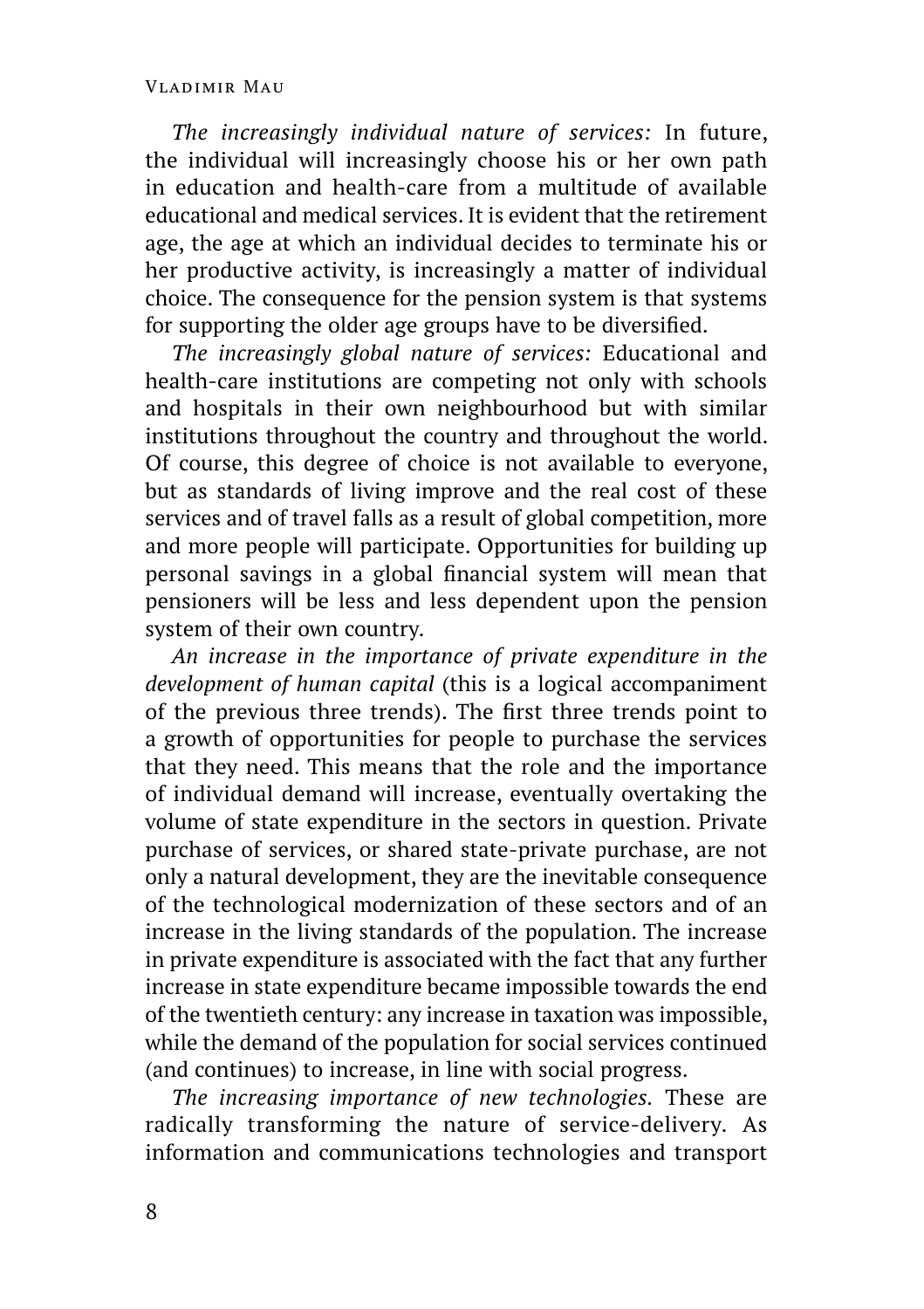*The increasingly individual nature of services:* In future, the individual will increasingly choose his or her own path in education and health-care from a multitude of available educational and medical services. It is evident that the retirement age, the age at which an individual decides to terminate his or her productive activity, is increasingly a matter of individual choice. The consequence for the pension system is that systems for supporting the older age groups have to be diversified.

*The increasingly global nature of services:* Educational and health-care institutions are competing not only with schools and hospitals in their own neighbourhood but with similar institutions throughout the country and throughout the world. Of course, this degree of choice is not available to everyone, but as standards of living improve and the real cost of these services and of travel falls as a result of global competition, more and more people will participate. Opportunities for building up personal savings in a global financial system will mean that pensioners will be less and less dependent upon the pension system of their own country.

*An increase in the importance of private expenditure in the development of human capital* (this is a logical accompaniment of the previous three trends). The first three trends point to a growth of opportunities for people to purchase the services that they need. This means that the role and the importance of individual demand will increase, eventually overtaking the volume of state expenditure in the sectors in question. Private purchase of services, or shared state-private purchase, are not only a natural development, they are the inevitable consequence of the technological modernization of these sectors and of an increase in the living standards of the population. The increase in private expenditure is associated with the fact that any further increase in state expenditure became impossible towards the end of the twentieth century: any increase in taxation was impossible, while the demand of the population for social services continued (and continues) to increase, in line with social progress.

*The increasing importance of new technologies.* These are radically transforming the nature of service-delivery. As information and communications technologies and transport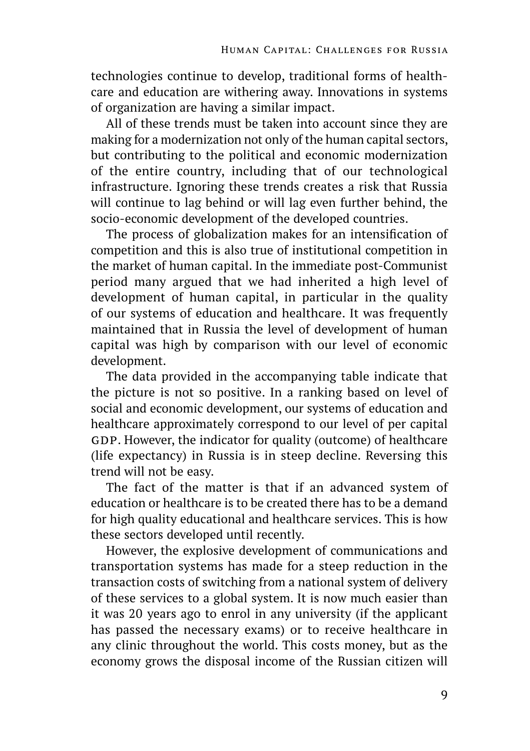technologies continue to develop, traditional forms of healthcare and education are withering away. Innovations in systems of organization are having a similar impact.

All of these trends must be taken into account since they are making for a modernization not only of the human capital sectors, but contributing to the political and economic modernization of the entire country, including that of our technological infrastructure. Ignoring these trends creates a risk that Russia will continue to lag behind or will lag even further behind, the socio-economic development of the developed countries.

The process of globalization makes for an intensification of competition and this is also true of institutional competition in the market of human capital. In the immediate post-Communist period many argued that we had inherited a high level of development of human capital, in particular in the quality of our systems of education and healthcare. It was frequently maintained that in Russia the level of development of human capital was high by comparison with our level of economic development.

The data provided in the accompanying table indicate that the picture is not so positive. In a ranking based on level of social and economic development, our systems of education and healthcare approximately correspond to our level of per capital GDP. However, the indicator for quality (outcome) of healthcare (life expectancy) in Russia is in steep decline. Reversing this trend will not be easy.

The fact of the matter is that if an advanced system of education or healthcare is to be created there has to be a demand for high quality educational and healthcare services. This is how these sectors developed until recently.

However, the explosive development of communications and transportation systems has made for a steep reduction in the transaction costs of switching from a national system of delivery of these services to a global system. It is now much easier than it was 20 years ago to enrol in any university (if the applicant has passed the necessary exams) or to receive healthcare in any clinic throughout the world. This costs money, but as the economy grows the disposal income of the Russian citizen will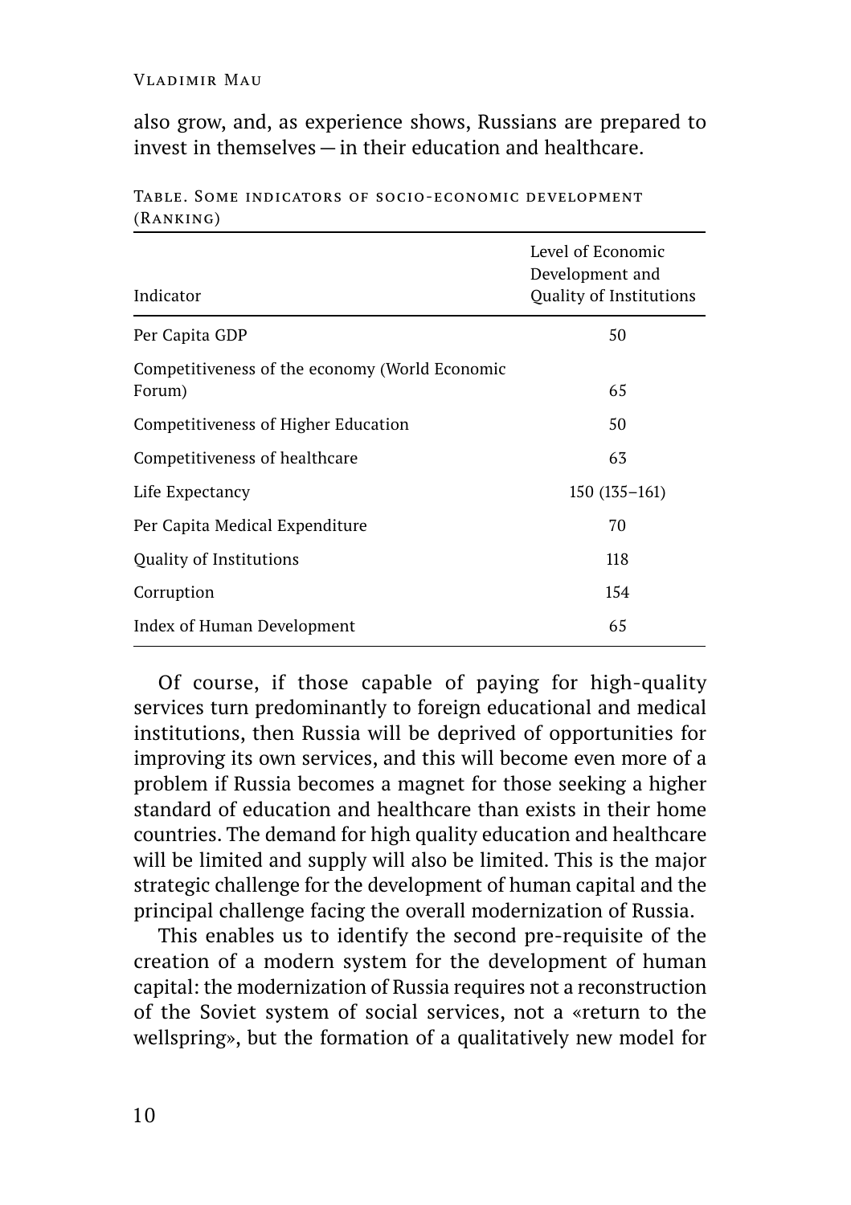also grow, and, as experience shows, Russians are prepared to invest in themselves — in their education and healthcare.

Table. Some indicators of socio-economic development (Ranking)

| Indicator | Level of Economic Development and Quality of Institutions |
|---|---|
| Per Capita GDP | 50 |
| Competitiveness of the economy (World Economic Forum) | 65 |
| Competitiveness of Higher Education | 50 |
| Competitiveness of healthcare | 63 |
| Life Expectancy | 150 (135–161) |
| Per Capita Medical Expenditure | 70 |
| Quality of Institutions | 118 |
| Corruption | 154 |
| Index of Human Development | 65 |

Of course, if those capable of paying for high-quality services turn predominantly to foreign educational and medical institutions, then Russia will be deprived of opportunities for improving its own services, and this will become even more of a problem if Russia becomes a magnet for those seeking a higher standard of education and healthcare than exists in their home countries. The demand for high quality education and healthcare will be limited and supply will also be limited. This is the major strategic challenge for the development of human capital and the principal challenge facing the overall modernization of Russia.

This enables us to identify the second pre-requisite of the creation of a modern system for the development of human capital: the modernization of Russia requires not a reconstruction of the Soviet system of social services, not a «return to the wellspring», but the formation of a qualitatively new model for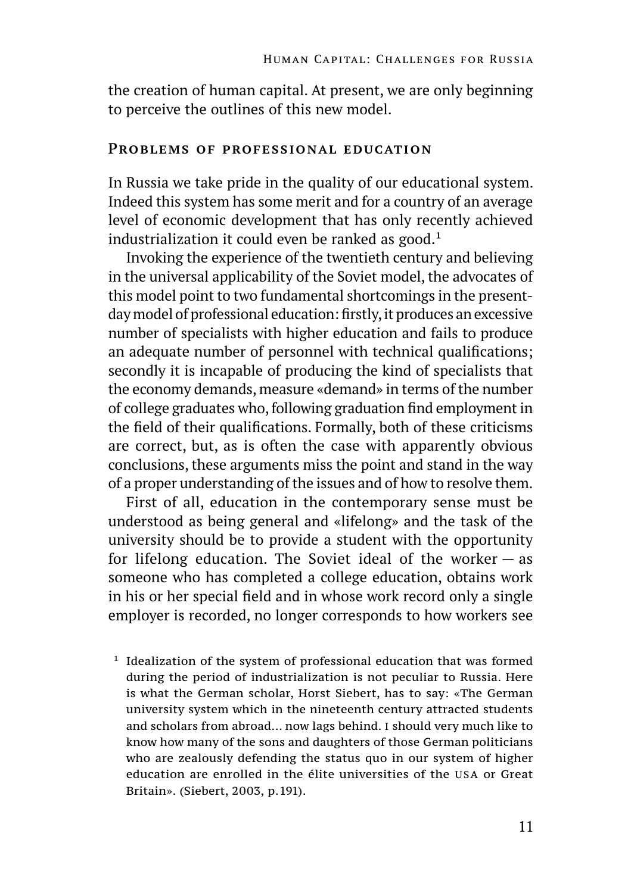the creation of human capital. At present, we are only beginning to perceive the outlines of this new model.

## Problems of professional education

In Russia we take pride in the quality of our educational system. Indeed this system has some merit and for a country of an average level of economic development that has only recently achieved industrialization it could even be ranked as good.[1]

Invoking the experience of the twentieth century and believing in the universal applicability of the Soviet model, the advocates of this model point to two fundamental shortcomings in the present-day model of professional education: firstly, it produces an excessive number of specialists with higher education and fails to produce an adequate number of personnel with technical qualifications; secondly it is incapable of producing the kind of specialists that the economy demands, measure «demand» in terms of the number of college graduates who, following graduation find employment in the field of their qualifications. Formally, both of these criticisms are correct, but, as is often the case with apparently obvious conclusions, these arguments miss the point and stand in the way of a proper understanding of the issues and of how to resolve them.

First of all, education in the contemporary sense must be understood as being general and «lifelong» and the task of the university should be to provide a student with the opportunity for lifelong education. The Soviet ideal of the worker — as someone who has completed a college education, obtains work in his or her special field and in whose work record only a single employer is recorded, no longer corresponds to how workers see

[1] Idealization of the system of professional education that was formed during the period of industrialization is not peculiar to Russia. Here is what the German scholar, Horst Siebert, has to say: «The German university system which in the nineteenth century attracted students and scholars from abroad… now lags behind. I should very much like to know how many of the sons and daughters of those German politicians who are zealously defending the status quo in our system of higher education are enrolled in the élite universities of the USA or Great Britain». (Siebert, 2003, p.191).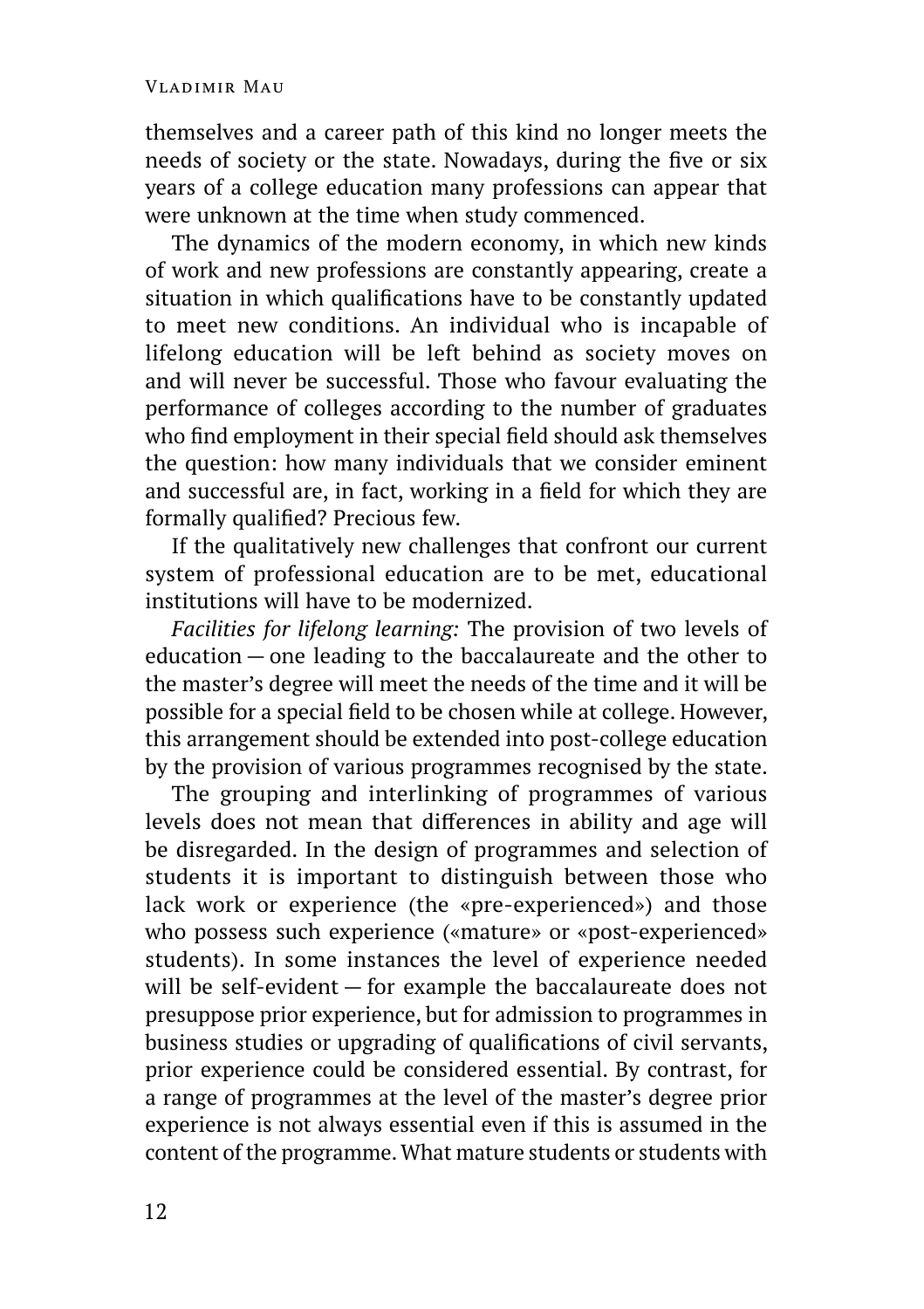themselves and a career path of this kind no longer meets the needs of society or the state. Nowadays, during the five or six years of a college education many professions can appear that were unknown at the time when study commenced.

The dynamics of the modern economy, in which new kinds of work and new professions are constantly appearing, create a situation in which qualifications have to be constantly updated to meet new conditions. An individual who is incapable of lifelong education will be left behind as society moves on and will never be successful. Those who favour evaluating the performance of colleges according to the number of graduates who find employment in their special field should ask themselves the question: how many individuals that we consider eminent and successful are, in fact, working in a field for which they are formally qualified? Precious few.

If the qualitatively new challenges that confront our current system of professional education are to be met, educational institutions will have to be modernized.

*Facilities for lifelong learning:* The provision of two levels of education — one leading to the baccalaureate and the other to the master's degree will meet the needs of the time and it will be possible for a special field to be chosen while at college. However, this arrangement should be extended into post-college education by the provision of various programmes recognised by the state.

The grouping and interlinking of programmes of various levels does not mean that differences in ability and age will be disregarded. In the design of programmes and selection of students it is important to distinguish between those who lack work or experience (the «pre-experienced») and those who possess such experience («mature» or «post-experienced» students). In some instances the level of experience needed will be self-evident — for example the baccalaureate does not presuppose prior experience, but for admission to programmes in business studies or upgrading of qualifications of civil servants, prior experience could be considered essential. By contrast, for a range of programmes at the level of the master's degree prior experience is not always essential even if this is assumed in the content of the programme. What mature students or students with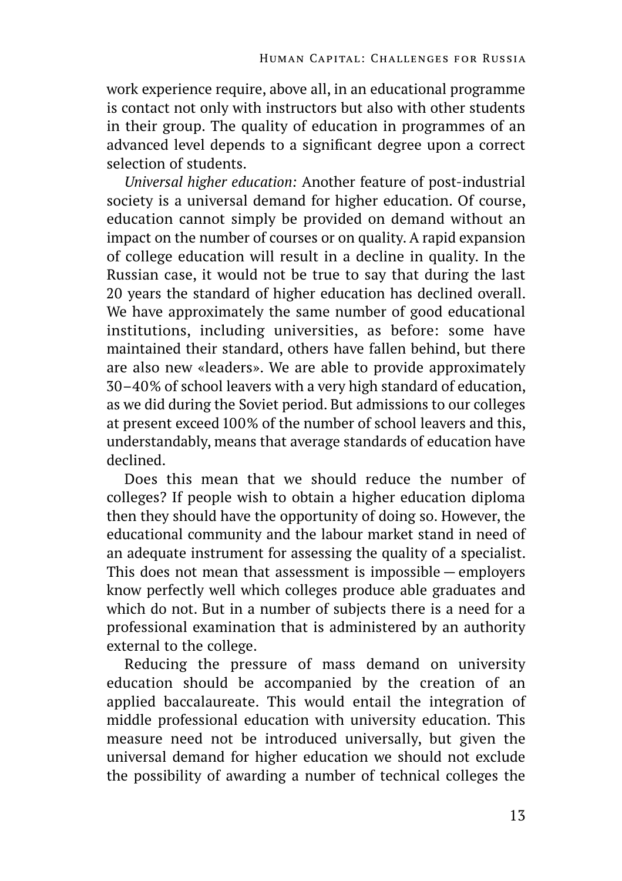work experience require, above all, in an educational programme is contact not only with instructors but also with other students in their group. The quality of education in programmes of an advanced level depends to a significant degree upon a correct selection of students.

*Universal higher education:* Another feature of post-industrial society is a universal demand for higher education. Of course, education cannot simply be provided on demand without an impact on the number of courses or on quality. A rapid expansion of college education will result in a decline in quality. In the Russian case, it would not be true to say that during the last 20 years the standard of higher education has declined overall. We have approximately the same number of good educational institutions, including universities, as before: some have maintained their standard, others have fallen behind, but there are also new «leaders». We are able to provide approximately 30–40% of school leavers with a very high standard of education, as we did during the Soviet period. But admissions to our colleges at present exceed 100% of the number of school leavers and this, understandably, means that average standards of education have declined.

Does this mean that we should reduce the number of colleges? If people wish to obtain a higher education diploma then they should have the opportunity of doing so. However, the educational community and the labour market stand in need of an adequate instrument for assessing the quality of a specialist. This does not mean that assessment is impossible — employers know perfectly well which colleges produce able graduates and which do not. But in a number of subjects there is a need for a professional examination that is administered by an authority external to the college.

Reducing the pressure of mass demand on university education should be accompanied by the creation of an applied baccalaureate. This would entail the integration of middle professional education with university education. This measure need not be introduced universally, but given the universal demand for higher education we should not exclude the possibility of awarding a number of technical colleges the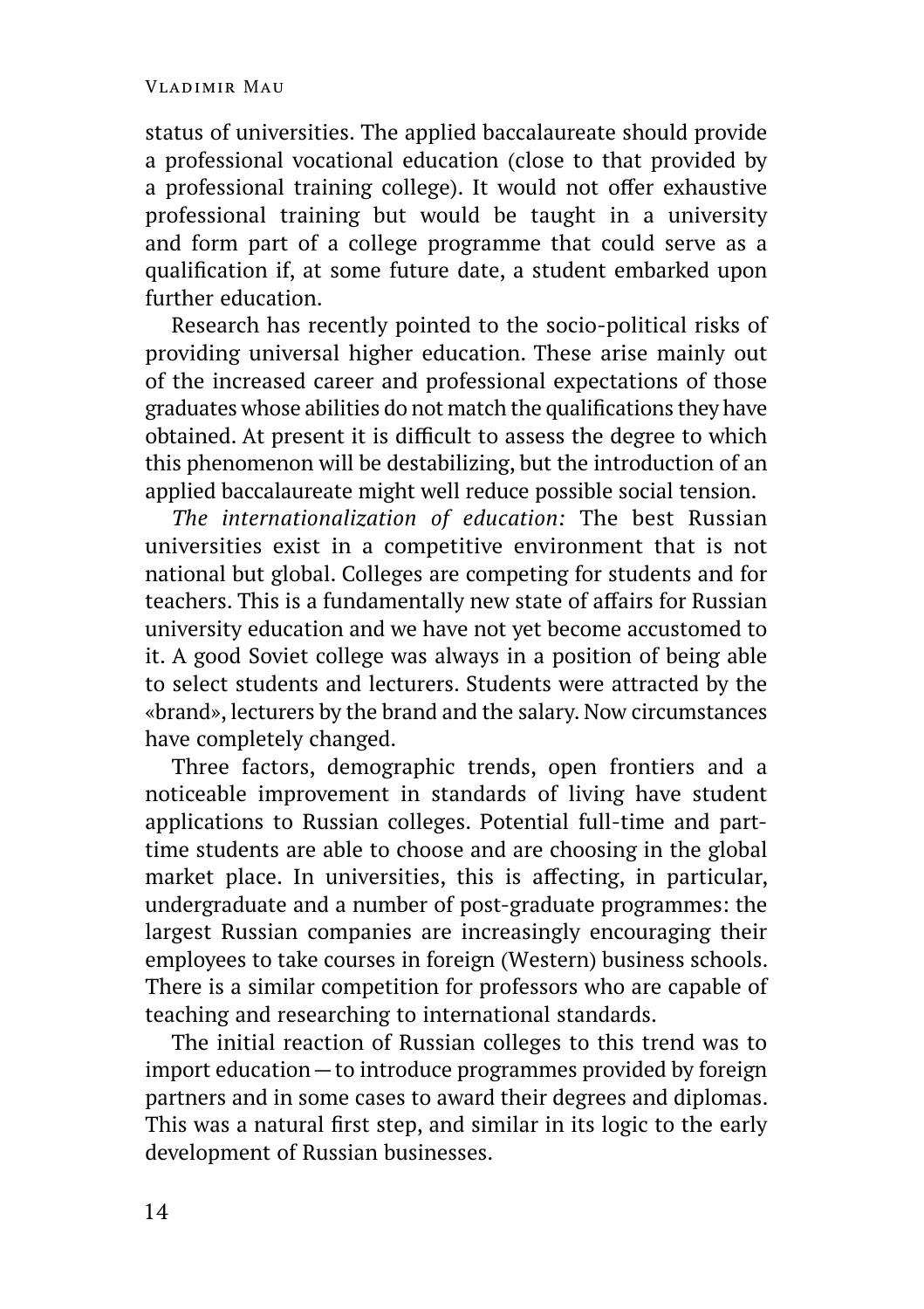status of universities. The applied baccalaureate should provide a professional vocational education (close to that provided by a professional training college). It would not offer exhaustive professional training but would be taught in a university and form part of a college programme that could serve as a qualification if, at some future date, a student embarked upon further education.

Research has recently pointed to the socio-political risks of providing universal higher education. These arise mainly out of the increased career and professional expectations of those graduates whose abilities do not match the qualifications they have obtained. At present it is difficult to assess the degree to which this phenomenon will be destabilizing, but the introduction of an applied baccalaureate might well reduce possible social tension.

*The internationalization of education:* The best Russian universities exist in a competitive environment that is not national but global. Colleges are competing for students and for teachers. This is a fundamentally new state of affairs for Russian university education and we have not yet become accustomed to it. A good Soviet college was always in a position of being able to select students and lecturers. Students were attracted by the «brand», lecturers by the brand and the salary. Now circumstances have completely changed.

Three factors, demographic trends, open frontiers and a noticeable improvement in standards of living have student applications to Russian colleges. Potential full-time and part-time students are able to choose and are choosing in the global market place. In universities, this is affecting, in particular, undergraduate and a number of post-graduate programmes: the largest Russian companies are increasingly encouraging their employees to take courses in foreign (Western) business schools. There is a similar competition for professors who are capable of teaching and researching to international standards.

The initial reaction of Russian colleges to this trend was to import education — to introduce programmes provided by foreign partners and in some cases to award their degrees and diplomas. This was a natural first step, and similar in its logic to the early development of Russian businesses.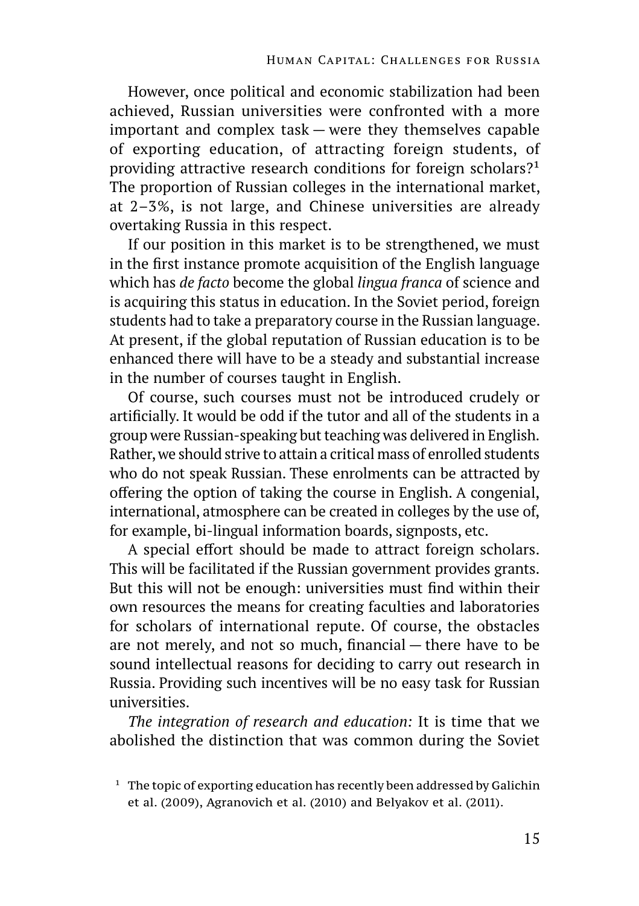However, once political and economic stabilization had been achieved, Russian universities were confronted with a more important and complex task — were they themselves capable of exporting education, of attracting foreign students, of providing attractive research conditions for foreign scholars?[1] The proportion of Russian colleges in the international market, at 2–3%, is not large, and Chinese universities are already overtaking Russia in this respect.

If our position in this market is to be strengthened, we must in the first instance promote acquisition of the English language which has *de facto* become the global *lingua franca* of science and is acquiring this status in education. In the Soviet period, foreign students had to take a preparatory course in the Russian language. At present, if the global reputation of Russian education is to be enhanced there will have to be a steady and substantial increase in the number of courses taught in English.

Of course, such courses must not be introduced crudely or artificially. It would be odd if the tutor and all of the students in a group were Russian-speaking but teaching was delivered in English. Rather, we should strive to attain a critical mass of enrolled students who do not speak Russian. These enrolments can be attracted by offering the option of taking the course in English. A congenial, international, atmosphere can be created in colleges by the use of, for example, bi-lingual information boards, signposts, etc.

A special effort should be made to attract foreign scholars. This will be facilitated if the Russian government provides grants. But this will not be enough: universities must find within their own resources the means for creating faculties and laboratories for scholars of international repute. Of course, the obstacles are not merely, and not so much, financial — there have to be sound intellectual reasons for deciding to carry out research in Russia. Providing such incentives will be no easy task for Russian universities.

*The integration of research and education:* It is time that we abolished the distinction that was common during the Soviet

[1] The topic of exporting education has recently been addressed by Galichin et al. (2009), Agranovich et al. (2010) and Belyakov et al. (2011).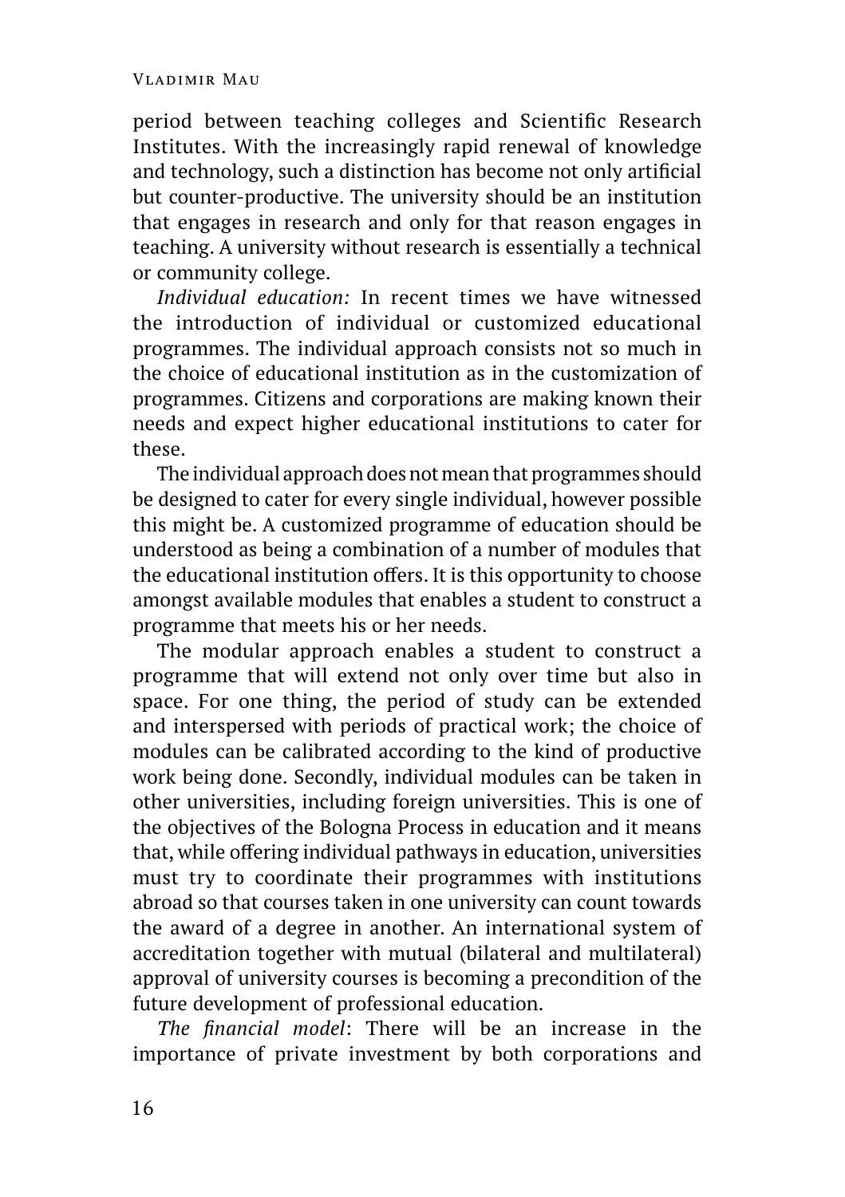period between teaching colleges and Scientific Research Institutes. With the increasingly rapid renewal of knowledge and technology, such a distinction has become not only artificial but counter-productive. The university should be an institution that engages in research and only for that reason engages in teaching. A university without research is essentially a technical or community college.

*Individual education:* In recent times we have witnessed the introduction of individual or customized educational programmes. The individual approach consists not so much in the choice of educational institution as in the customization of programmes. Citizens and corporations are making known their needs and expect higher educational institutions to cater for these.

The individual approach does not mean that programmes should be designed to cater for every single individual, however possible this might be. A customized programme of education should be understood as being a combination of a number of modules that the educational institution offers. It is this opportunity to choose amongst available modules that enables a student to construct a programme that meets his or her needs.

The modular approach enables a student to construct a programme that will extend not only over time but also in space. For one thing, the period of study can be extended and interspersed with periods of practical work; the choice of modules can be calibrated according to the kind of productive work being done. Secondly, individual modules can be taken in other universities, including foreign universities. This is one of the objectives of the Bologna Process in education and it means that, while offering individual pathways in education, universities must try to coordinate their programmes with institutions abroad so that courses taken in one university can count towards the award of a degree in another. An international system of accreditation together with mutual (bilateral and multilateral) approval of university courses is becoming a precondition of the future development of professional education.

*The financial model*: There will be an increase in the importance of private investment by both corporations and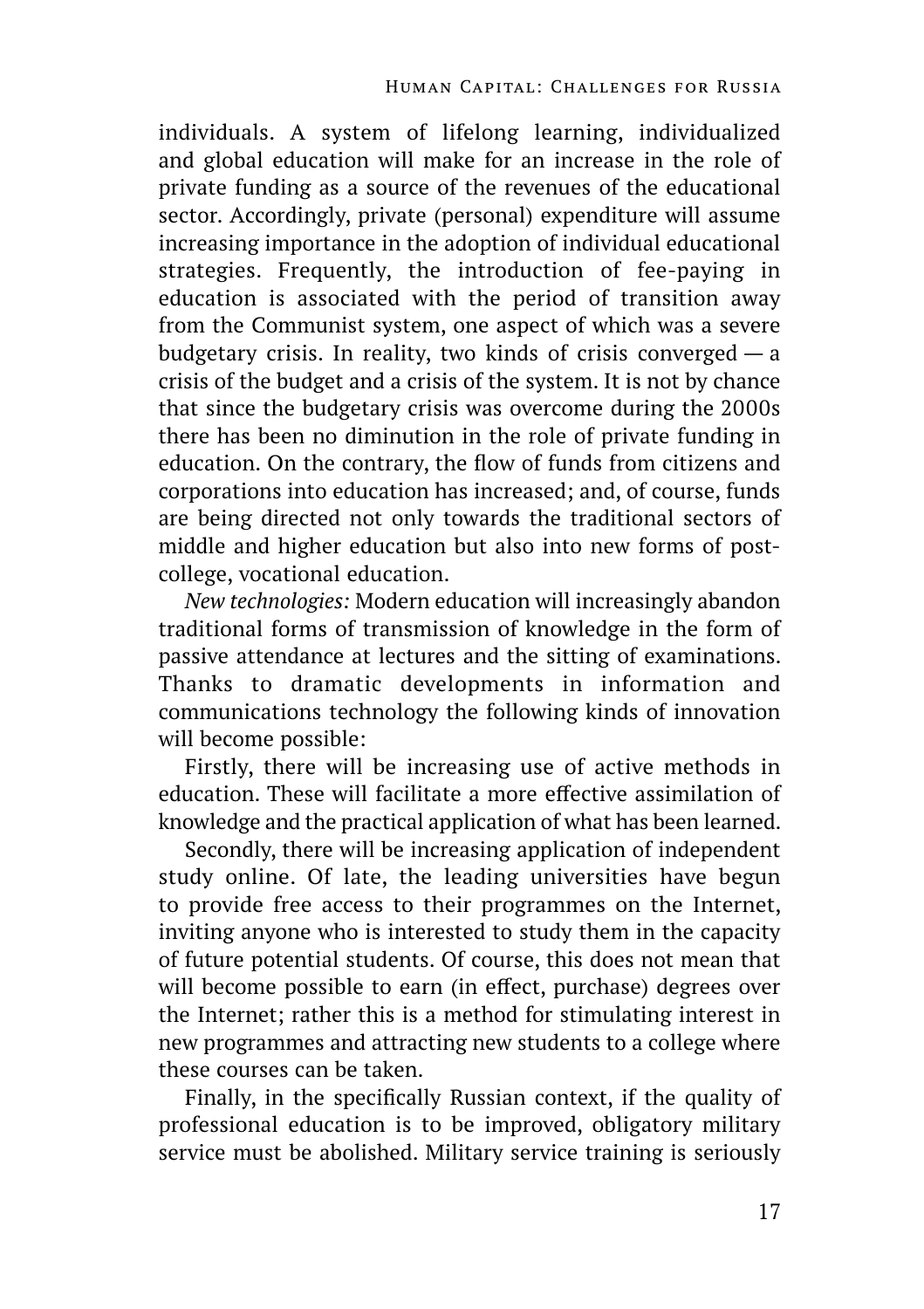individuals. A system of lifelong learning, individualized and global education will make for an increase in the role of private funding as a source of the revenues of the educational sector. Accordingly, private (personal) expenditure will assume increasing importance in the adoption of individual educational strategies. Frequently, the introduction of fee-paying in education is associated with the period of transition away from the Communist system, one aspect of which was a severe budgetary crisis. In reality, two kinds of crisis converged — a crisis of the budget and a crisis of the system. It is not by chance that since the budgetary crisis was overcome during the 2000s there has been no diminution in the role of private funding in education. On the contrary, the flow of funds from citizens and corporations into education has increased; and, of course, funds are being directed not only towards the traditional sectors of middle and higher education but also into new forms of post-college, vocational education.

*New technologies:* Modern education will increasingly abandon traditional forms of transmission of knowledge in the form of passive attendance at lectures and the sitting of examinations. Thanks to dramatic developments in information and communications technology the following kinds of innovation will become possible:

Firstly, there will be increasing use of active methods in education. These will facilitate a more effective assimilation of knowledge and the practical application of what has been learned.

Secondly, there will be increasing application of independent study online. Of late, the leading universities have begun to provide free access to their programmes on the Internet, inviting anyone who is interested to study them in the capacity of future potential students. Of course, this does not mean that will become possible to earn (in effect, purchase) degrees over the Internet; rather this is a method for stimulating interest in new programmes and attracting new students to a college where these courses can be taken.

Finally, in the specifically Russian context, if the quality of professional education is to be improved, obligatory military service must be abolished. Military service training is seriously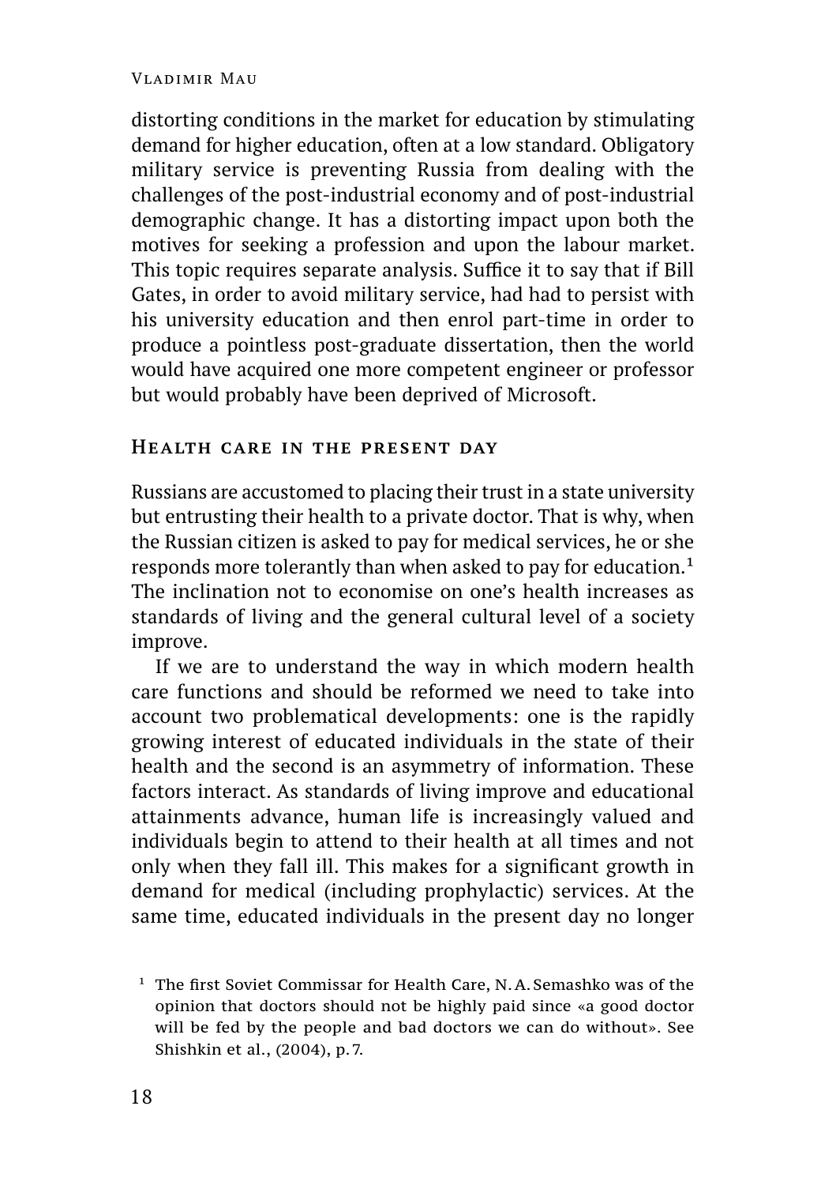distorting conditions in the market for education by stimulating demand for higher education, often at a low standard. Obligatory military service is preventing Russia from dealing with the challenges of the post-industrial economy and of post-industrial demographic change. It has a distorting impact upon both the motives for seeking a profession and upon the labour market. This topic requires separate analysis. Suffice it to say that if Bill Gates, in order to avoid military service, had had to persist with his university education and then enrol part-time in order to produce a pointless post-graduate dissertation, then the world would have acquired one more competent engineer or professor but would probably have been deprived of Microsoft.

## Health care in the present day

Russians are accustomed to placing their trust in a state university but entrusting their health to a private doctor. That is why, when the Russian citizen is asked to pay for medical services, he or she responds more tolerantly than when asked to pay for education.[1] The inclination not to economise on one's health increases as standards of living and the general cultural level of a society improve.

If we are to understand the way in which modern health care functions and should be reformed we need to take into account two problematical developments: one is the rapidly growing interest of educated individuals in the state of their health and the second is an asymmetry of information. These factors interact. As standards of living improve and educational attainments advance, human life is increasingly valued and individuals begin to attend to their health at all times and not only when they fall ill. This makes for a significant growth in demand for medical (including prophylactic) services. At the same time, educated individuals in the present day no longer

[1] The first Soviet Commissar for Health Care, N. A. Semashko was of the opinion that doctors should not be highly paid since «a good doctor will be fed by the people and bad doctors we can do without». See Shishkin et al., (2004), p. 7.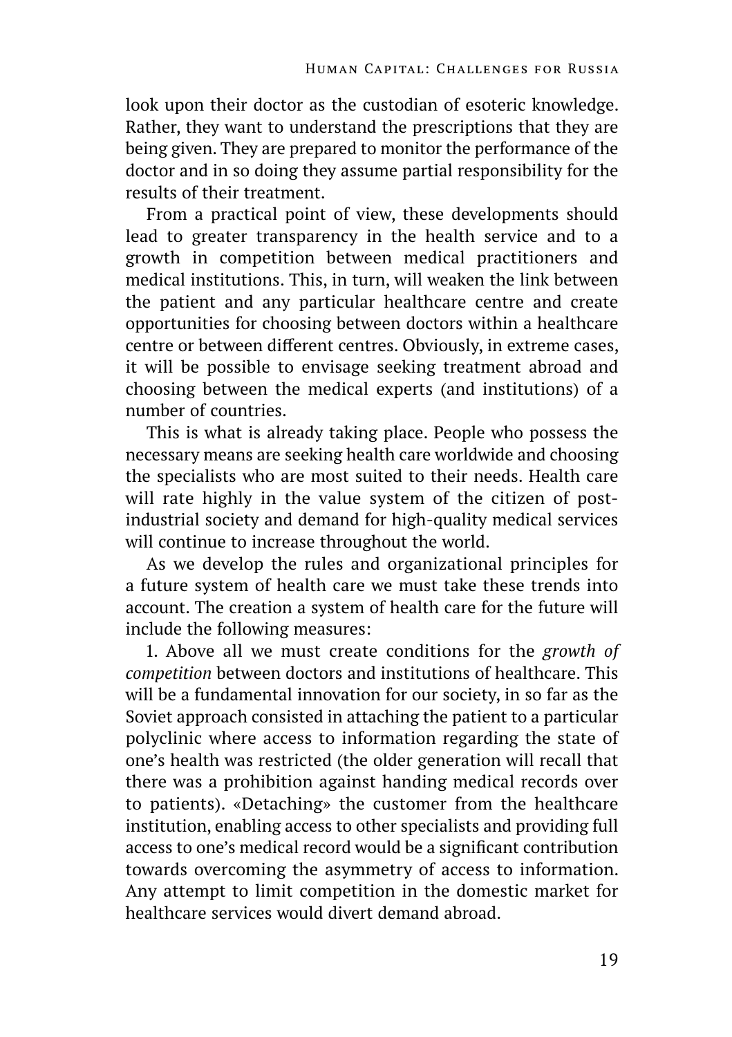look upon their doctor as the custodian of esoteric knowledge. Rather, they want to understand the prescriptions that they are being given. They are prepared to monitor the performance of the doctor and in so doing they assume partial responsibility for the results of their treatment.

From a practical point of view, these developments should lead to greater transparency in the health service and to a growth in competition between medical practitioners and medical institutions. This, in turn, will weaken the link between the patient and any particular healthcare centre and create opportunities for choosing between doctors within a healthcare centre or between different centres. Obviously, in extreme cases, it will be possible to envisage seeking treatment abroad and choosing between the medical experts (and institutions) of a number of countries.

This is what is already taking place. People who possess the necessary means are seeking health care worldwide and choosing the specialists who are most suited to their needs. Health care will rate highly in the value system of the citizen of post-industrial society and demand for high-quality medical services will continue to increase throughout the world.

As we develop the rules and organizational principles for a future system of health care we must take these trends into account. The creation a system of health care for the future will include the following measures:

1. Above all we must create conditions for the *growth of competition* between doctors and institutions of healthcare. This will be a fundamental innovation for our society, in so far as the Soviet approach consisted in attaching the patient to a particular polyclinic where access to information regarding the state of one's health was restricted (the older generation will recall that there was a prohibition against handing medical records over to patients). «Detaching» the customer from the healthcare institution, enabling access to other specialists and providing full access to one's medical record would be a significant contribution towards overcoming the asymmetry of access to information. Any attempt to limit competition in the domestic market for healthcare services would divert demand abroad.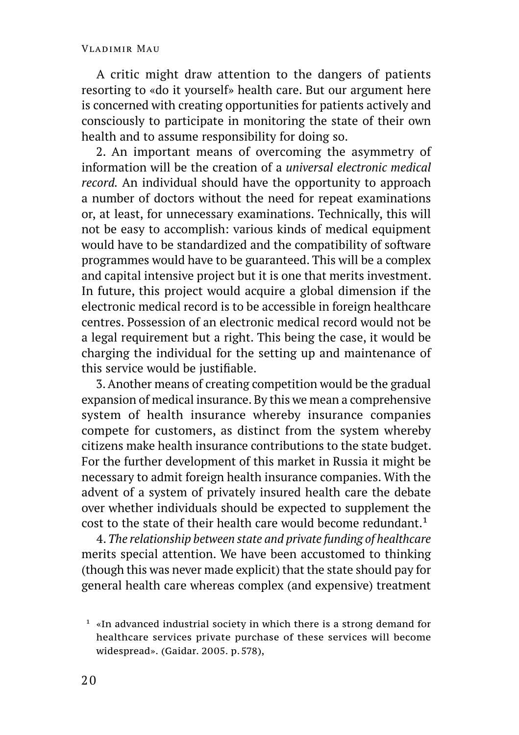A critic might draw attention to the dangers of patients resorting to «do it yourself» health care. But our argument here is concerned with creating opportunities for patients actively and consciously to participate in monitoring the state of their own health and to assume responsibility for doing so.

2. An important means of overcoming the asymmetry of information will be the creation of a *universal electronic medical record.* An individual should have the opportunity to approach a number of doctors without the need for repeat examinations or, at least, for unnecessary examinations. Technically, this will not be easy to accomplish: various kinds of medical equipment would have to be standardized and the compatibility of software programmes would have to be guaranteed. This will be a complex and capital intensive project but it is one that merits investment. In future, this project would acquire a global dimension if the electronic medical record is to be accessible in foreign healthcare centres. Possession of an electronic medical record would not be a legal requirement but a right. This being the case, it would be charging the individual for the setting up and maintenance of this service would be justifiable.

3. Another means of creating competition would be the gradual expansion of medical insurance. By this we mean a comprehensive system of health insurance whereby insurance companies compete for customers, as distinct from the system whereby citizens make health insurance contributions to the state budget. For the further development of this market in Russia it might be necessary to admit foreign health insurance companies. With the advent of a system of privately insured health care the debate over whether individuals should be expected to supplement the cost to the state of their health care would become redundant.[1]

4. *The relationship between state and private funding of healthcare* merits special attention. We have been accustomed to thinking (though this was never made explicit) that the state should pay for general health care whereas complex (and expensive) treatment

[1] «In advanced industrial society in which there is a strong demand for healthcare services private purchase of these services will become widespread». (Gaidar. 2005. p. 578),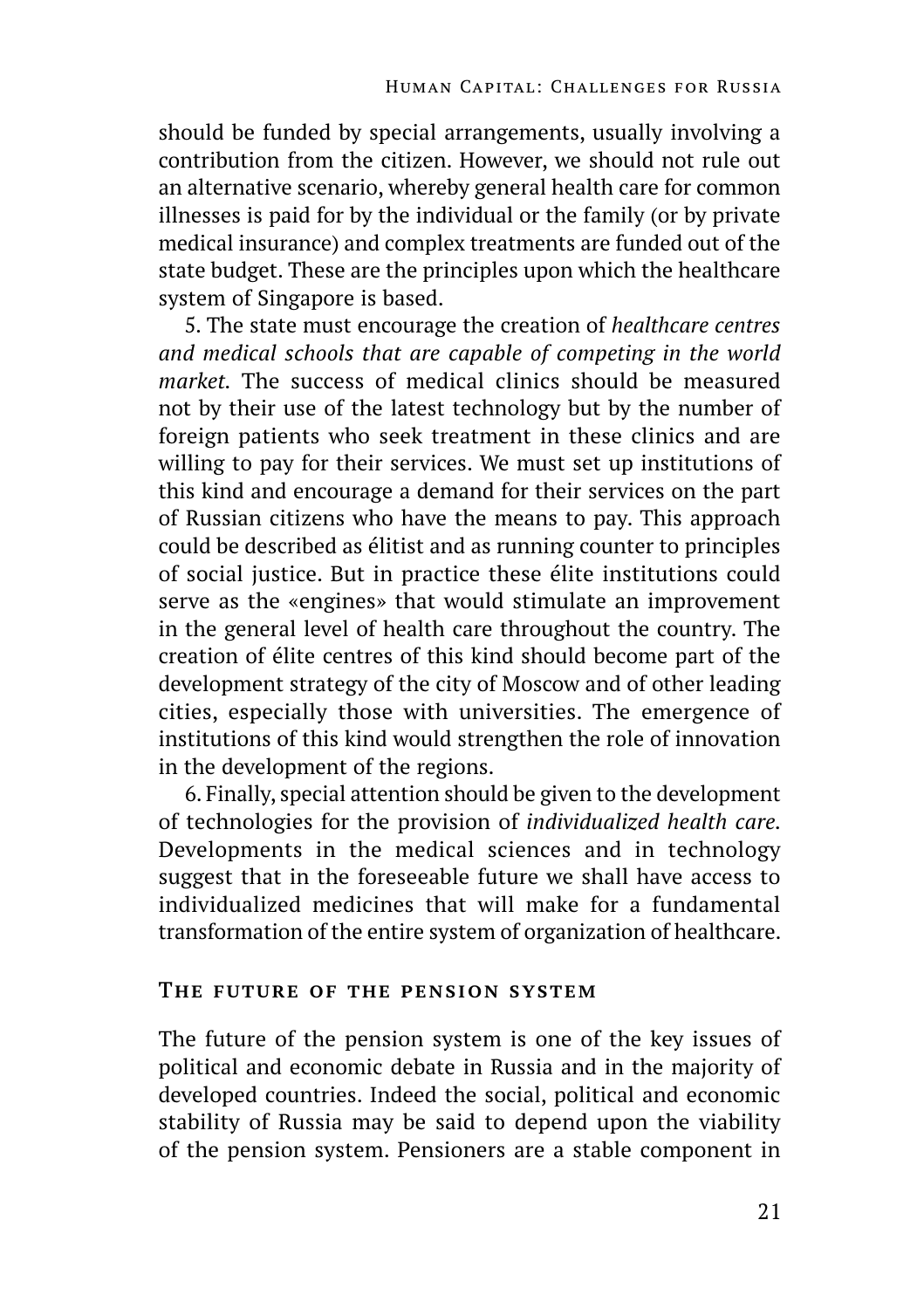should be funded by special arrangements, usually involving a contribution from the citizen. However, we should not rule out an alternative scenario, whereby general health care for common illnesses is paid for by the individual or the family (or by private medical insurance) and complex treatments are funded out of the state budget. These are the principles upon which the healthcare system of Singapore is based.

5. The state must encourage the creation of *healthcare centres and medical schools that are capable of competing in the world market*. The success of medical clinics should be measured not by their use of the latest technology but by the number of foreign patients who seek treatment in these clinics and are willing to pay for their services. We must set up institutions of this kind and encourage a demand for their services on the part of Russian citizens who have the means to pay. This approach could be described as élitist and as running counter to principles of social justice. But in practice these élite institutions could serve as the «engines» that would stimulate an improvement in the general level of health care throughout the country. The creation of élite centres of this kind should become part of the development strategy of the city of Moscow and of other leading cities, especially those with universities. The emergence of institutions of this kind would strengthen the role of innovation in the development of the regions.

6. Finally, special attention should be given to the development of technologies for the provision of *individualized health care*. Developments in the medical sciences and in technology suggest that in the foreseeable future we shall have access to individualized medicines that will make for a fundamental transformation of the entire system of organization of healthcare.

## The future of the pension system

The future of the pension system is one of the key issues of political and economic debate in Russia and in the majority of developed countries. Indeed the social, political and economic stability of Russia may be said to depend upon the viability of the pension system. Pensioners are a stable component in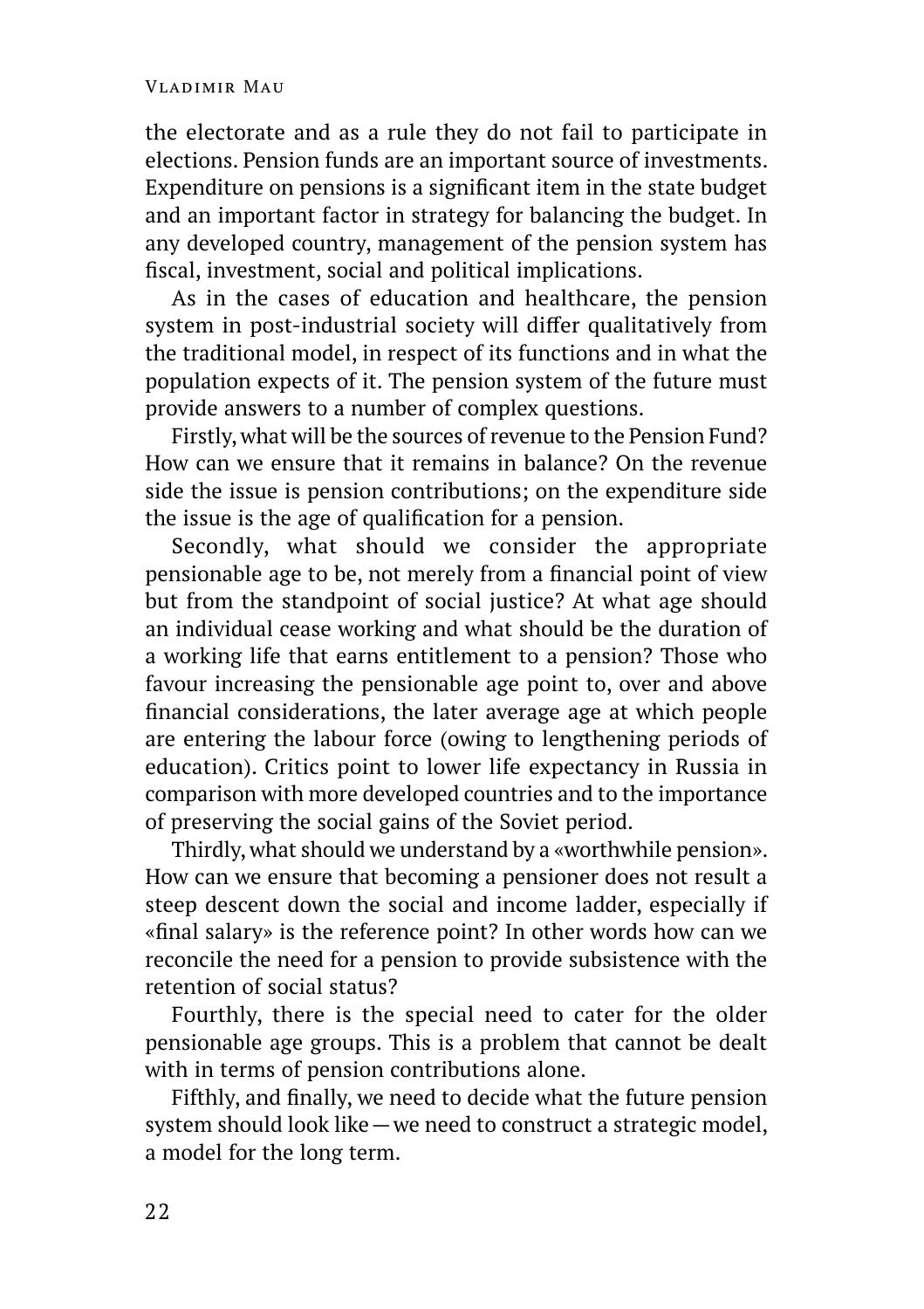the electorate and as a rule they do not fail to participate in elections. Pension funds are an important source of investments. Expenditure on pensions is a significant item in the state budget and an important factor in strategy for balancing the budget. In any developed country, management of the pension system has fiscal, investment, social and political implications.

As in the cases of education and healthcare, the pension system in post-industrial society will differ qualitatively from the traditional model, in respect of its functions and in what the population expects of it. The pension system of the future must provide answers to a number of complex questions.

Firstly, what will be the sources of revenue to the Pension Fund? How can we ensure that it remains in balance? On the revenue side the issue is pension contributions; on the expenditure side the issue is the age of qualification for a pension.

Secondly, what should we consider the appropriate pensionable age to be, not merely from a financial point of view but from the standpoint of social justice? At what age should an individual cease working and what should be the duration of a working life that earns entitlement to a pension? Those who favour increasing the pensionable age point to, over and above financial considerations, the later average age at which people are entering the labour force (owing to lengthening periods of education). Critics point to lower life expectancy in Russia in comparison with more developed countries and to the importance of preserving the social gains of the Soviet period.

Thirdly, what should we understand by a «worthwhile pension». How can we ensure that becoming a pensioner does not result a steep descent down the social and income ladder, especially if «final salary» is the reference point? In other words how can we reconcile the need for a pension to provide subsistence with the retention of social status?

Fourthly, there is the special need to cater for the older pensionable age groups. This is a problem that cannot be dealt with in terms of pension contributions alone.

Fifthly, and finally, we need to decide what the future pension system should look like — we need to construct a strategic model, a model for the long term.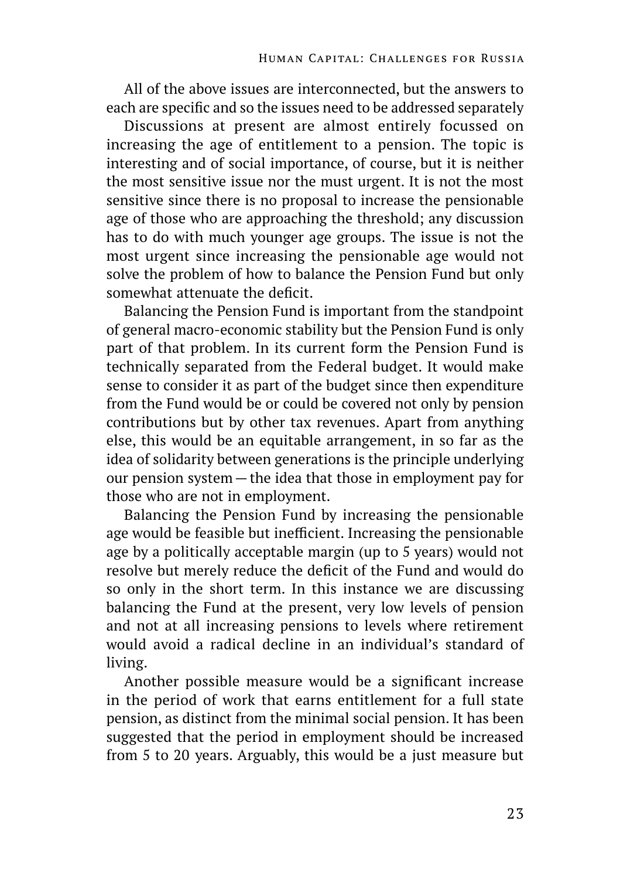All of the above issues are interconnected, but the answers to each are specific and so the issues need to be addressed separately

Discussions at present are almost entirely focussed on increasing the age of entitlement to a pension. The topic is interesting and of social importance, of course, but it is neither the most sensitive issue nor the must urgent. It is not the most sensitive since there is no proposal to increase the pensionable age of those who are approaching the threshold; any discussion has to do with much younger age groups. The issue is not the most urgent since increasing the pensionable age would not solve the problem of how to balance the Pension Fund but only somewhat attenuate the deficit.

Balancing the Pension Fund is important from the standpoint of general macro-economic stability but the Pension Fund is only part of that problem. In its current form the Pension Fund is technically separated from the Federal budget. It would make sense to consider it as part of the budget since then expenditure from the Fund would be or could be covered not only by pension contributions but by other tax revenues. Apart from anything else, this would be an equitable arrangement, in so far as the idea of solidarity between generations is the principle underlying our pension system — the idea that those in employment pay for those who are not in employment.

Balancing the Pension Fund by increasing the pensionable age would be feasible but inefficient. Increasing the pensionable age by a politically acceptable margin (up to 5 years) would not resolve but merely reduce the deficit of the Fund and would do so only in the short term. In this instance we are discussing balancing the Fund at the present, very low levels of pension and not at all increasing pensions to levels where retirement would avoid a radical decline in an individual's standard of living.

Another possible measure would be a significant increase in the period of work that earns entitlement for a full state pension, as distinct from the minimal social pension. It has been suggested that the period in employment should be increased from 5 to 20 years. Arguably, this would be a just measure but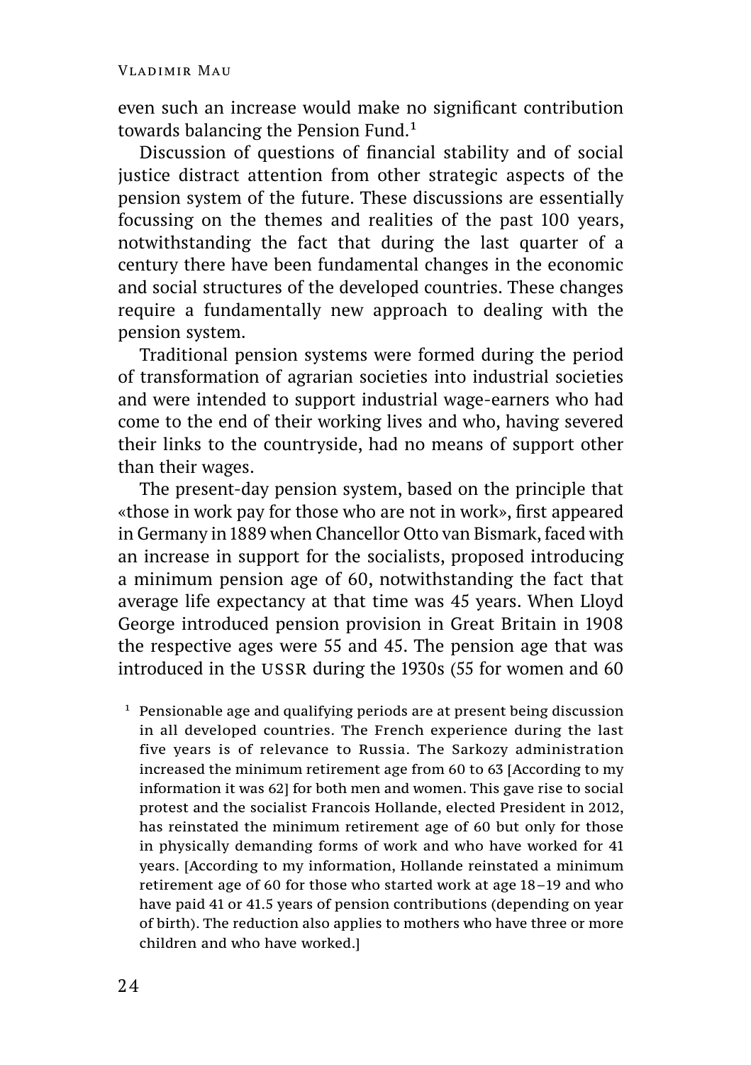even such an increase would make no significant contribution towards balancing the Pension Fund.[1]

Discussion of questions of financial stability and of social justice distract attention from other strategic aspects of the pension system of the future. These discussions are essentially focussing on the themes and realities of the past 100 years, notwithstanding the fact that during the last quarter of a century there have been fundamental changes in the economic and social structures of the developed countries. These changes require a fundamentally new approach to dealing with the pension system.

Traditional pension systems were formed during the period of transformation of agrarian societies into industrial societies and were intended to support industrial wage-earners who had come to the end of their working lives and who, having severed their links to the countryside, had no means of support other than their wages.

The present-day pension system, based on the principle that «those in work pay for those who are not in work», first appeared in Germany in 1889 when Chancellor Otto van Bismark, faced with an increase in support for the socialists, proposed introducing a minimum pension age of 60, notwithstanding the fact that average life expectancy at that time was 45 years. When Lloyd George introduced pension provision in Great Britain in 1908 the respective ages were 55 and 45. The pension age that was introduced in the USSR during the 1930s (55 for women and 60

[1] Pensionable age and qualifying periods are at present being discussion in all developed countries. The French experience during the last five years is of relevance to Russia. The Sarkozy administration increased the minimum retirement age from 60 to 63 [According to my information it was 62] for both men and women. This gave rise to social protest and the socialist Francois Hollande, elected President in 2012, has reinstated the minimum retirement age of 60 but only for those in physically demanding forms of work and who have worked for 41 years. [According to my information, Hollande reinstated a minimum retirement age of 60 for those who started work at age 18–19 and who have paid 41 or 41.5 years of pension contributions (depending on year of birth). The reduction also applies to mothers who have three or more children and who have worked.]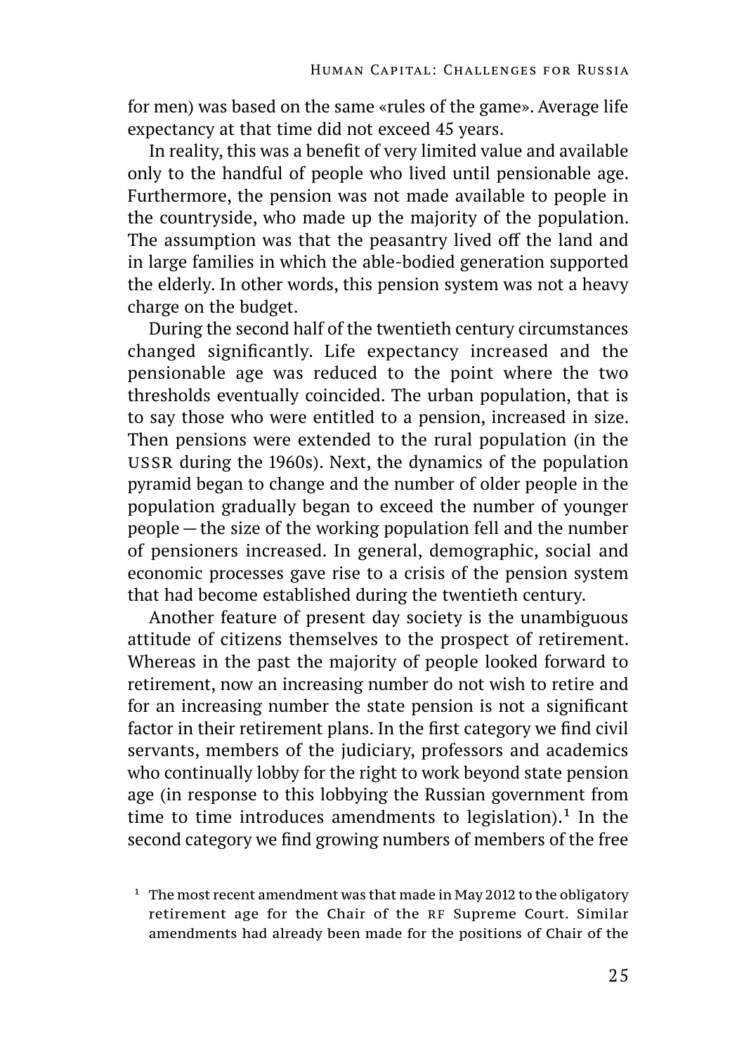for men) was based on the same «rules of the game». Average life expectancy at that time did not exceed 45 years.

In reality, this was a benefit of very limited value and available only to the handful of people who lived until pensionable age. Furthermore, the pension was not made available to people in the countryside, who made up the majority of the population. The assumption was that the peasantry lived off the land and in large families in which the able-bodied generation supported the elderly. In other words, this pension system was not a heavy charge on the budget.

During the second half of the twentieth century circumstances changed significantly. Life expectancy increased and the pensionable age was reduced to the point where the two thresholds eventually coincided. The urban population, that is to say those who were entitled to a pension, increased in size. Then pensions were extended to the rural population (in the USSR during the 1960s). Next, the dynamics of the population pyramid began to change and the number of older people in the population gradually began to exceed the number of younger people — the size of the working population fell and the number of pensioners increased. In general, demographic, social and economic processes gave rise to a crisis of the pension system that had become established during the twentieth century.

Another feature of present day society is the unambiguous attitude of citizens themselves to the prospect of retirement. Whereas in the past the majority of people looked forward to retirement, now an increasing number do not wish to retire and for an increasing number the state pension is not a significant factor in their retirement plans. In the first category we find civil servants, members of the judiciary, professors and academics who continually lobby for the right to work beyond state pension age (in response to this lobbying the Russian government from time to time introduces amendments to legislation).[1] In the second category we find growing numbers of members of the free

[1] The most recent amendment was that made in May 2012 to the obligatory retirement age for the Chair of the RF Supreme Court. Similar amendments had already been made for the positions of Chair of the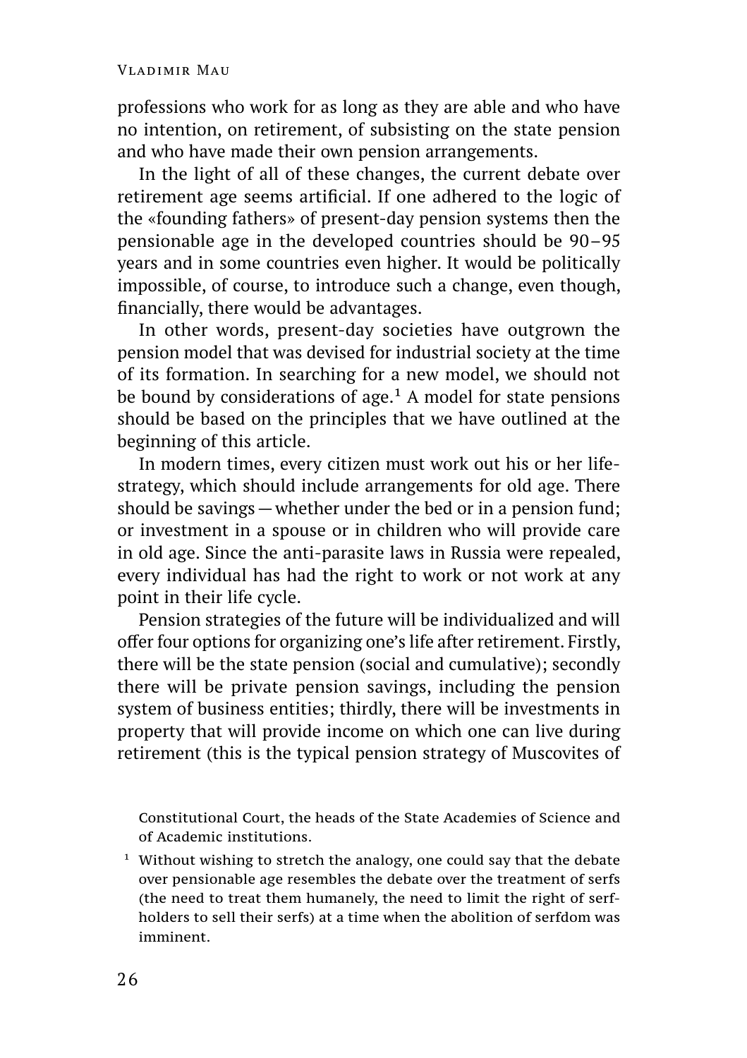professions who work for as long as they are able and who have no intention, on retirement, of subsisting on the state pension and who have made their own pension arrangements.

In the light of all of these changes, the current debate over retirement age seems artificial. If one adhered to the logic of the «founding fathers» of present-day pension systems then the pensionable age in the developed countries should be 90–95 years and in some countries even higher. It would be politically impossible, of course, to introduce such a change, even though, financially, there would be advantages.

In other words, present-day societies have outgrown the pension model that was devised for industrial society at the time of its formation. In searching for a new model, we should not be bound by considerations of age.[1] A model for state pensions should be based on the principles that we have outlined at the beginning of this article.

In modern times, every citizen must work out his or her life-strategy, which should include arrangements for old age. There should be savings — whether under the bed or in a pension fund; or investment in a spouse or in children who will provide care in old age. Since the anti-parasite laws in Russia were repealed, every individual has had the right to work or not work at any point in their life cycle.

Pension strategies of the future will be individualized and will offer four options for organizing one's life after retirement. Firstly, there will be the state pension (social and cumulative); secondly there will be private pension savings, including the pension system of business entities; thirdly, there will be investments in property that will provide income on which one can live during retirement (this is the typical pension strategy of Muscovites of

Constitutional Court, the heads of the State Academies of Science and of Academic institutions.

[1] Without wishing to stretch the analogy, one could say that the debate over pensionable age resembles the debate over the treatment of serfs (the need to treat them humanely, the need to limit the right of serf-holders to sell their serfs) at a time when the abolition of serfdom was imminent.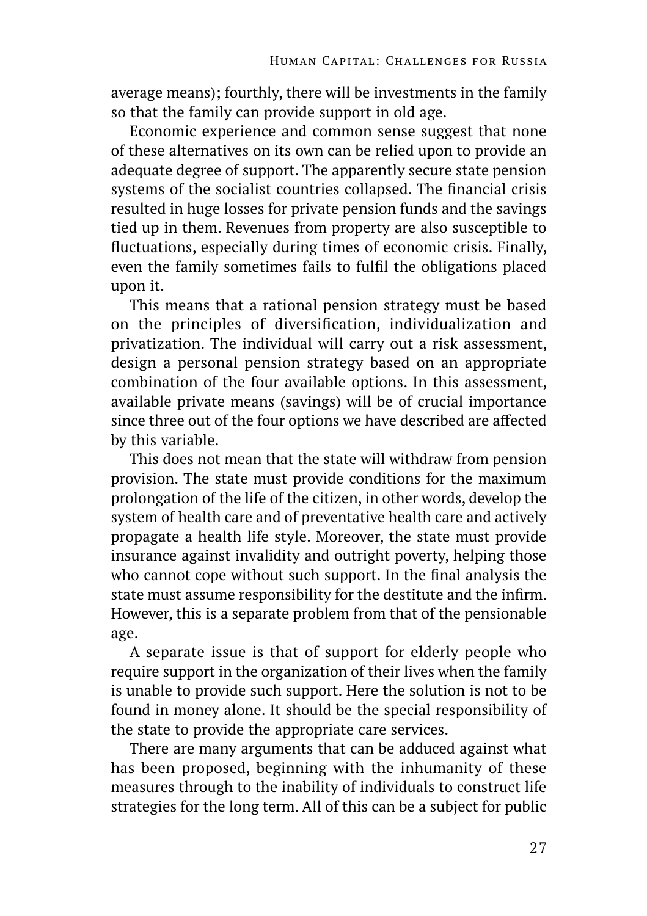average means); fourthly, there will be investments in the family so that the family can provide support in old age.

Economic experience and common sense suggest that none of these alternatives on its own can be relied upon to provide an adequate degree of support. The apparently secure state pension systems of the socialist countries collapsed. The financial crisis resulted in huge losses for private pension funds and the savings tied up in them. Revenues from property are also susceptible to fluctuations, especially during times of economic crisis. Finally, even the family sometimes fails to fulfil the obligations placed upon it.

This means that a rational pension strategy must be based on the principles of diversification, individualization and privatization. The individual will carry out a risk assessment, design a personal pension strategy based on an appropriate combination of the four available options. In this assessment, available private means (savings) will be of crucial importance since three out of the four options we have described are affected by this variable.

This does not mean that the state will withdraw from pension provision. The state must provide conditions for the maximum prolongation of the life of the citizen, in other words, develop the system of health care and of preventative health care and actively propagate a health life style. Moreover, the state must provide insurance against invalidity and outright poverty, helping those who cannot cope without such support. In the final analysis the state must assume responsibility for the destitute and the infirm. However, this is a separate problem from that of the pensionable age.

A separate issue is that of support for elderly people who require support in the organization of their lives when the family is unable to provide such support. Here the solution is not to be found in money alone. It should be the special responsibility of the state to provide the appropriate care services.

There are many arguments that can be adduced against what has been proposed, beginning with the inhumanity of these measures through to the inability of individuals to construct life strategies for the long term. All of this can be a subject for public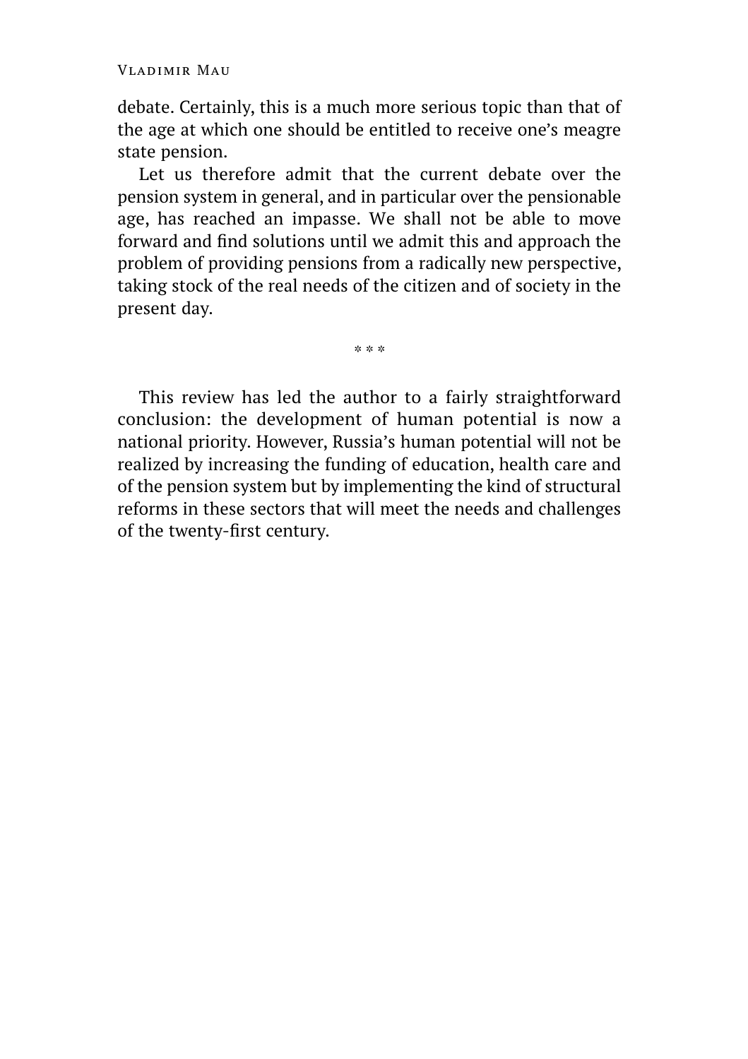debate. Certainly, this is a much more serious topic than that of the age at which one should be entitled to receive one's meagre state pension.

Let us therefore admit that the current debate over the pension system in general, and in particular over the pensionable age, has reached an impasse. We shall not be able to move forward and find solutions until we admit this and approach the problem of providing pensions from a radically new perspective, taking stock of the real needs of the citizen and of society in the present day.

* * *

This review has led the author to a fairly straightforward conclusion: the development of human potential is now a national priority. However, Russia's human potential will not be realized by increasing the funding of education, health care and of the pension system but by implementing the kind of structural reforms in these sectors that will meet the needs and challenges of the twenty-first century.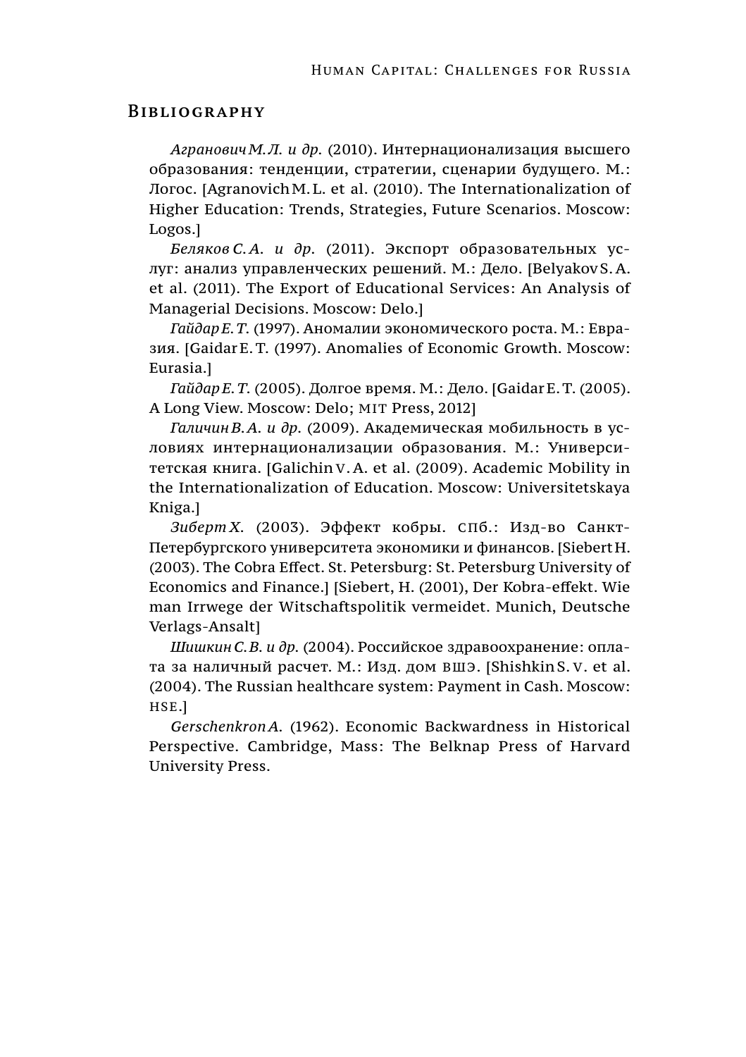## Bibliography

*Агранович М. Л. и др.* (2010). Интернационализация высшего образования: тенденции, стратегии, сценарии будущего. М.: Логос. [Agranovich M. L. et al. (2010). The Internationalization of Higher Education: Trends, Strategies, Future Scenarios. Moscow: Logos.]

*Беляков С. А. и др.* (2011). Экспорт образовательных услуг: анализ управленческих решений. М.: Дело. [Belyakov S. A. et al. (2011). The Export of Educational Services: An Analysis of Managerial Decisions. Moscow: Delo.]

*Гайдар Е. Т.* (1997). Аномалии экономического роста. М.: Евразия. [Gaidar E. T. (1997). Anomalies of Economic Growth. Moscow: Eurasia.]

*Гайдар Е. Т.* (2005). Долгое время. М.: Дело. [Gaidar E. T. (2005). A Long View. Moscow: Delo; MIT Press, 2012]

*Галичин В. А. и др.* (2009). Академическая мобильность в условиях интернационализации образования. М.: Университетская книга. [Galichin V. A. et al. (2009). Academic Mobility in the Internationalization of Education. Moscow: Universitetskaya Kniga.]

*Зиберт Х.* (2003). Эффект кобры. СПб.: Изд-во Санкт-Петербургского университета экономики и финансов. [Siebert H. (2003). The Cobra Effect. St. Petersburg: St. Petersburg University of Economics and Finance.] [Siebert, H. (2001), Der Kobra-effekt. Wie man Irrwege der Witschaftspolitik vermeidet. Munich, Deutsche Verlags-Ansalt]

*Шишкин С. В. и др.* (2004). Российское здравоохранение: оплата за наличный расчет. М.: Изд. дом ВШЭ. [Shishkin S. V. et al. (2004). The Russian healthcare system: Payment in Cash. Moscow: HSE.]

*Gerschenkron A.* (1962). Economic Backwardness in Historical Perspective. Cambridge, Mass: The Belknap Press of Harvard University Press.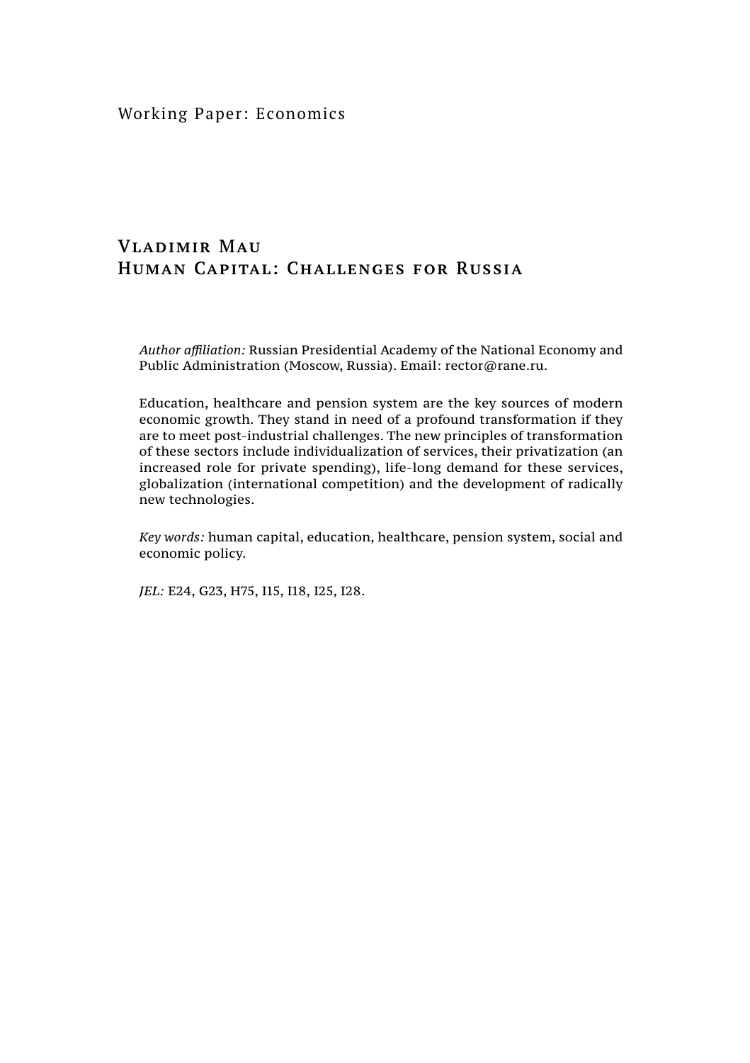Working Paper: Economics

# Vladimir Mau
# Human Capital: Challenges for Russia

*Author affiliation:* Russian Presidential Academy of the National Economy and Public Administration (Moscow, Russia). Email: rector@rane.ru.

Education, healthcare and pension system are the key sources of modern economic growth. They stand in need of a profound transformation if they are to meet post-industrial challenges. The new principles of transformation of these sectors include individualization of services, their privatization (an increased role for private spending), life-long demand for these services, globalization (international competition) and the development of radically new technologies.

*Key words:* human capital, education, healthcare, pension system, social and economic policy.

*JEL:* E24, G23, H75, I15, I18, I25, I28.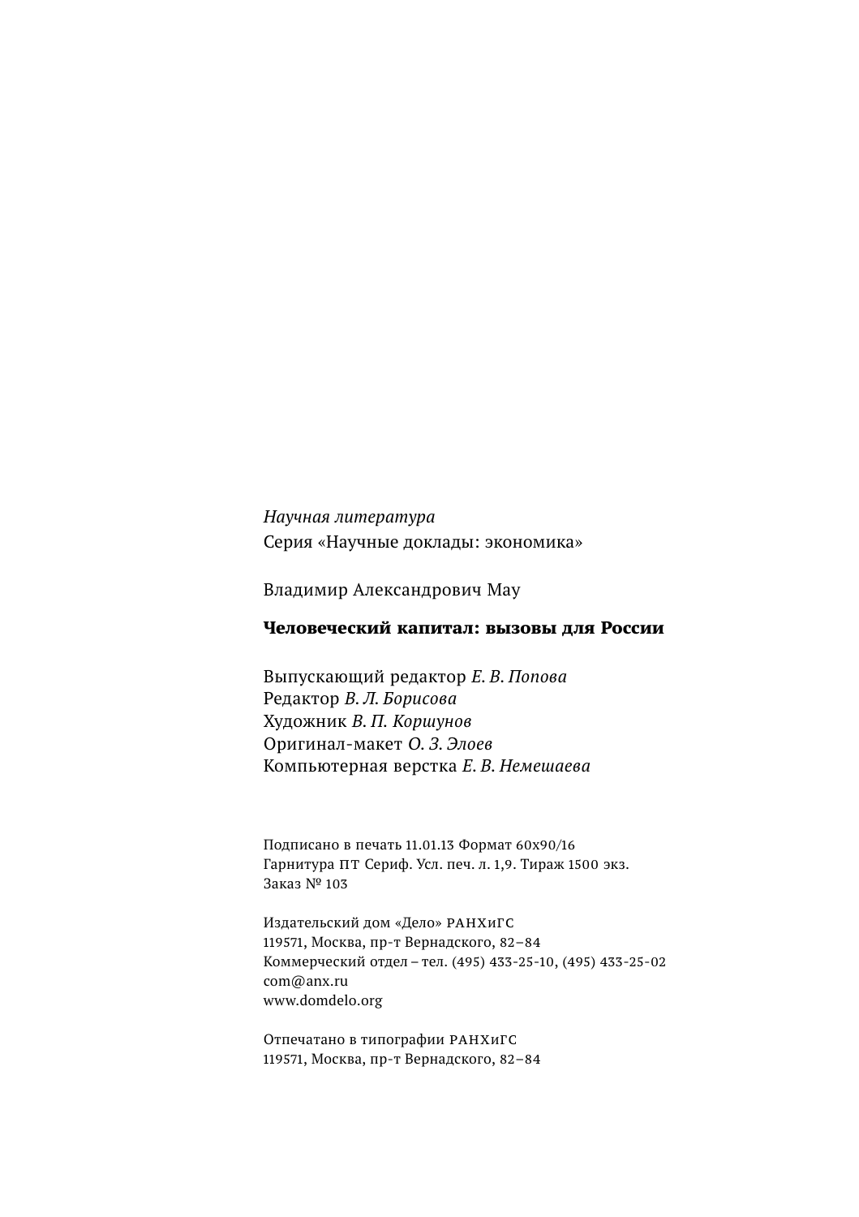*Научная литература*

Серия «Научные доклады: экономика»

Владимир Александрович Мау

**Человеческий капитал: вызовы для России**

Выпускающий редактор *Е. В. Попова*
Редактор *В. Л. Борисова*
Художник *В. П. Коршунов*
Оригинал-макет *О. З. Элоев*
Компьютерная верстка *Е. В. Немешаева*

Подписано в печать 11.01.13 Формат 60х90/16
Гарнитура ПТ Сериф. Усл. печ. л. 1,9. Тираж 1500 экз.
Заказ № 103

Издательский дом «Дело» РАНХиГС
119571, Москва, пр-т Вернадского, 82–84
Коммерческий отдел – тел. (495) 433-25-10, (495) 433-25-02
com@anx.ru
www.domdelo.org

Отпечатано в типографии РАНХиГС
119571, Москва, пр-т Вернадского, 82–84